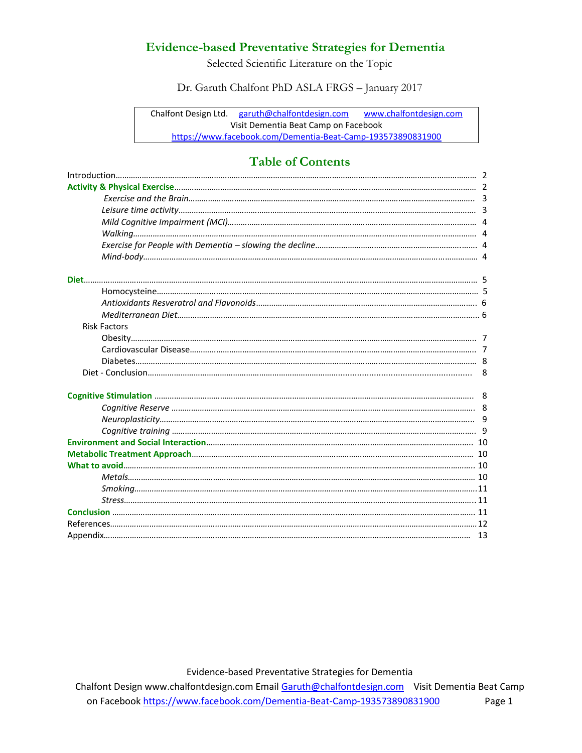# Evidence-based Preventative Strategies for Dementia

Selected Scientific Literature on the Topic

Dr. Garuth Chalfont PhD ASLA FRGS – January 2017

Chalfont Design Ltd. garuth@chalfontdesign.com www.chalfontdesign.com
Visit Dementia Beat Camp on Facebook
https://www.facebook.com/Dementia-Beat-Camp-193573890831900

## Table of Contents

| | |
|---|---|
| Introduction | 2 |
| **Activity & Physical Exercise** | 2 |
| *Exercise and the Brain* | 3 |
| *Leisure time activity* | 3 |
| *Mild Cognitive Impairment (MCI)* | 4 |
| *Walking* | 4 |
| *Exercise for People with Dementia – slowing the decline* | 4 |
| *Mind-body* | 4 |
| **Diet** | 5 |
| Homocysteine | 5 |
| *Antioxidants Resveratrol and Flavonoids* | 6 |
| *Mediterranean Diet* | 6 |
| Risk Factors | |
| Obesity | 7 |
| Cardiovascular Disease | 7 |
| Diabetes | 8 |
| Diet - Conclusion | 8 |
| **Cognitive Stimulation** | 8 |
| *Cognitive Reserve* | 8 |
| *Neuroplasticity* | 9 |
| *Cognitive training* | 9 |
| **Environment and Social Interaction** | 10 |
| **Metabolic Treatment Approach** | 10 |
| **What to avoid** | 10 |
| *Metals* | 10 |
| *Smoking* | 11 |
| *Stress* | 11 |
| **Conclusion** | 11 |
| References | 12 |
| Appendix | 13 |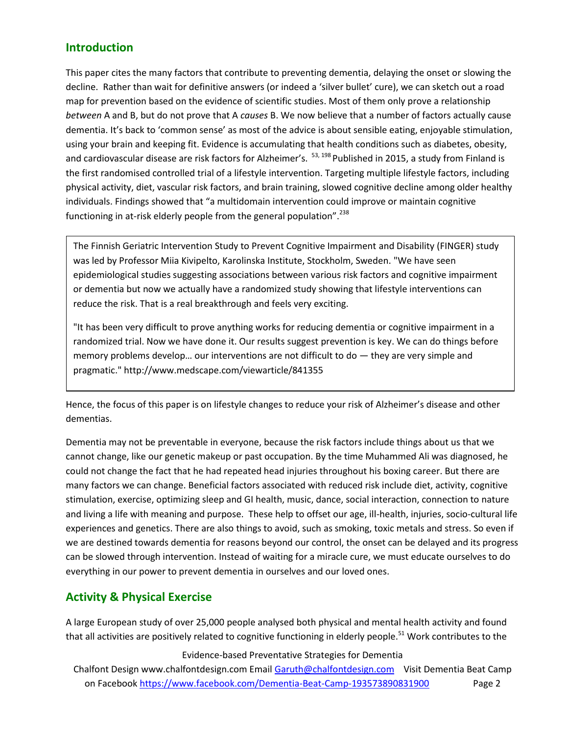## Introduction

This paper cites the many factors that contribute to preventing dementia, delaying the onset or slowing the decline. Rather than wait for definitive answers (or indeed a 'silver bullet' cure), we can sketch out a road map for prevention based on the evidence of scientific studies. Most of them only prove a relationship *between* A and B, but do not prove that A *causes* B. We now believe that a number of factors actually cause dementia. It's back to 'common sense' as most of the advice is about sensible eating, enjoyable stimulation, using your brain and keeping fit. Evidence is accumulating that health conditions such as diabetes, obesity, and cardiovascular disease are risk factors for Alzheimer's. [53, 198] Published in 2015, a study from Finland is the first randomised controlled trial of a lifestyle intervention. Targeting multiple lifestyle factors, including physical activity, diet, vascular risk factors, and brain training, slowed cognitive decline among older healthy individuals. Findings showed that "a multidomain intervention could improve or maintain cognitive functioning in at-risk elderly people from the general population".[238]

> The Finnish Geriatric Intervention Study to Prevent Cognitive Impairment and Disability (FINGER) study was led by Professor Miia Kivipelto, Karolinska Institute, Stockholm, Sweden. "We have seen epidemiological studies suggesting associations between various risk factors and cognitive impairment or dementia but now we actually have a randomized study showing that lifestyle interventions can reduce the risk. That is a real breakthrough and feels very exciting.
>
> "It has been very difficult to prove anything works for reducing dementia or cognitive impairment in a randomized trial. Now we have done it. Our results suggest prevention is key. We can do things before memory problems develop… our interventions are not difficult to do — they are very simple and pragmatic." http://www.medscape.com/viewarticle/841355

Hence, the focus of this paper is on lifestyle changes to reduce your risk of Alzheimer's disease and other dementias.

Dementia may not be preventable in everyone, because the risk factors include things about us that we cannot change, like our genetic makeup or past occupation. By the time Muhammed Ali was diagnosed, he could not change the fact that he had repeated head injuries throughout his boxing career. But there are many factors we can change. Beneficial factors associated with reduced risk include diet, activity, cognitive stimulation, exercise, optimizing sleep and GI health, music, dance, social interaction, connection to nature and living a life with meaning and purpose. These help to offset our age, ill-health, injuries, socio-cultural life experiences and genetics. There are also things to avoid, such as smoking, toxic metals and stress. So even if we are destined towards dementia for reasons beyond our control, the onset can be delayed and its progress can be slowed through intervention. Instead of waiting for a miracle cure, we must educate ourselves to do everything in our power to prevent dementia in ourselves and our loved ones.

## Activity & Physical Exercise

A large European study of over 25,000 people analysed both physical and mental health activity and found that all activities are positively related to cognitive functioning in elderly people.[51] Work contributes to the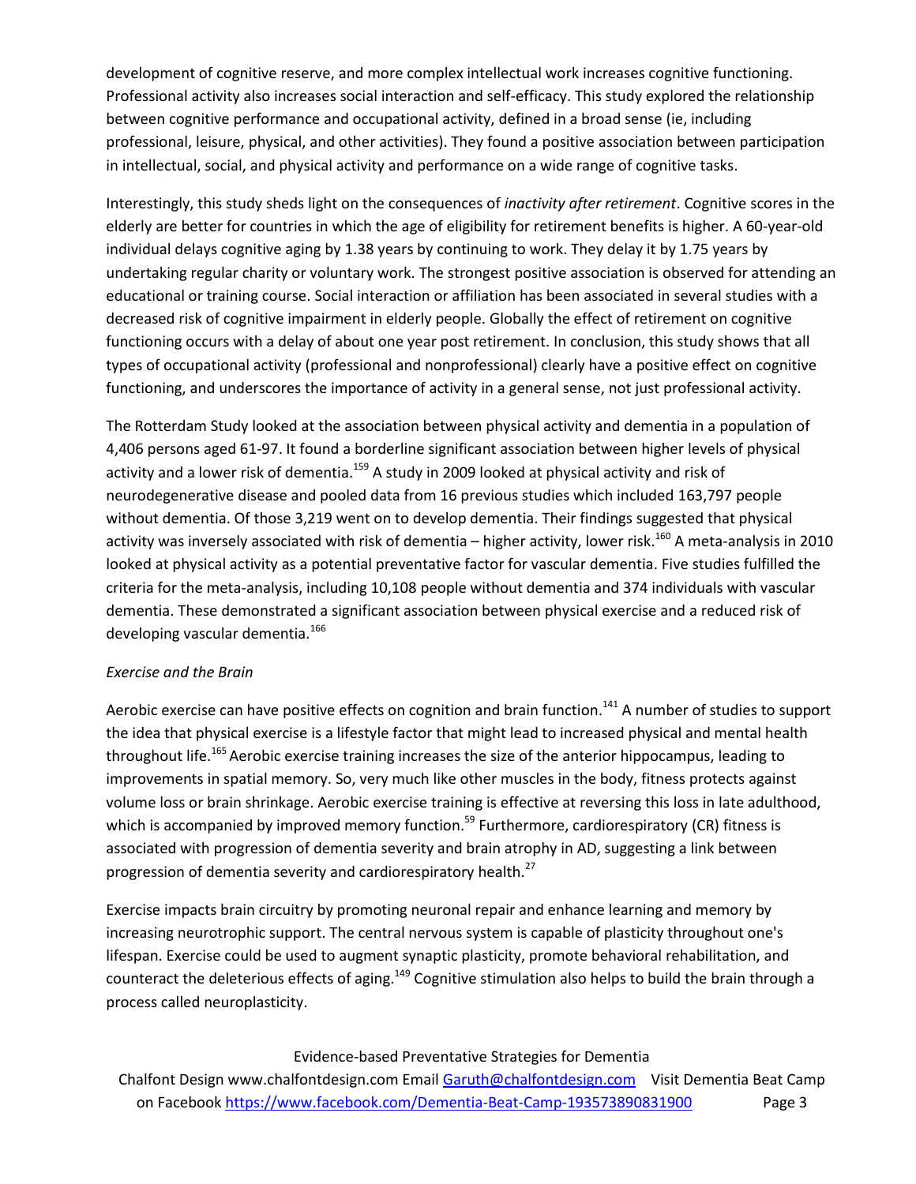development of cognitive reserve, and more complex intellectual work increases cognitive functioning. Professional activity also increases social interaction and self-efficacy. This study explored the relationship between cognitive performance and occupational activity, defined in a broad sense (ie, including professional, leisure, physical, and other activities). They found a positive association between participation in intellectual, social, and physical activity and performance on a wide range of cognitive tasks.

Interestingly, this study sheds light on the consequences of *inactivity after retirement*. Cognitive scores in the elderly are better for countries in which the age of eligibility for retirement benefits is higher. A 60-year-old individual delays cognitive aging by 1.38 years by continuing to work. They delay it by 1.75 years by undertaking regular charity or voluntary work. The strongest positive association is observed for attending an educational or training course. Social interaction or affiliation has been associated in several studies with a decreased risk of cognitive impairment in elderly people. Globally the effect of retirement on cognitive functioning occurs with a delay of about one year post retirement. In conclusion, this study shows that all types of occupational activity (professional and nonprofessional) clearly have a positive effect on cognitive functioning, and underscores the importance of activity in a general sense, not just professional activity.

The Rotterdam Study looked at the association between physical activity and dementia in a population of 4,406 persons aged 61-97. It found a borderline significant association between higher levels of physical activity and a lower risk of dementia.[159] A study in 2009 looked at physical activity and risk of neurodegenerative disease and pooled data from 16 previous studies which included 163,797 people without dementia. Of those 3,219 went on to develop dementia. Their findings suggested that physical activity was inversely associated with risk of dementia – higher activity, lower risk.[160] A meta-analysis in 2010 looked at physical activity as a potential preventative factor for vascular dementia. Five studies fulfilled the criteria for the meta-analysis, including 10,108 people without dementia and 374 individuals with vascular dementia. These demonstrated a significant association between physical exercise and a reduced risk of developing vascular dementia.[166]

*Exercise and the Brain*

Aerobic exercise can have positive effects on cognition and brain function.[141] A number of studies to support the idea that physical exercise is a lifestyle factor that might lead to increased physical and mental health throughout life.[165] Aerobic exercise training increases the size of the anterior hippocampus, leading to improvements in spatial memory. So, very much like other muscles in the body, fitness protects against volume loss or brain shrinkage. Aerobic exercise training is effective at reversing this loss in late adulthood, which is accompanied by improved memory function.[59] Furthermore, cardiorespiratory (CR) fitness is associated with progression of dementia severity and brain atrophy in AD, suggesting a link between progression of dementia severity and cardiorespiratory health.[27]

Exercise impacts brain circuitry by promoting neuronal repair and enhance learning and memory by increasing neurotrophic support. The central nervous system is capable of plasticity throughout one's lifespan. Exercise could be used to augment synaptic plasticity, promote behavioral rehabilitation, and counteract the deleterious effects of aging.[149] Cognitive stimulation also helps to build the brain through a process called neuroplasticity.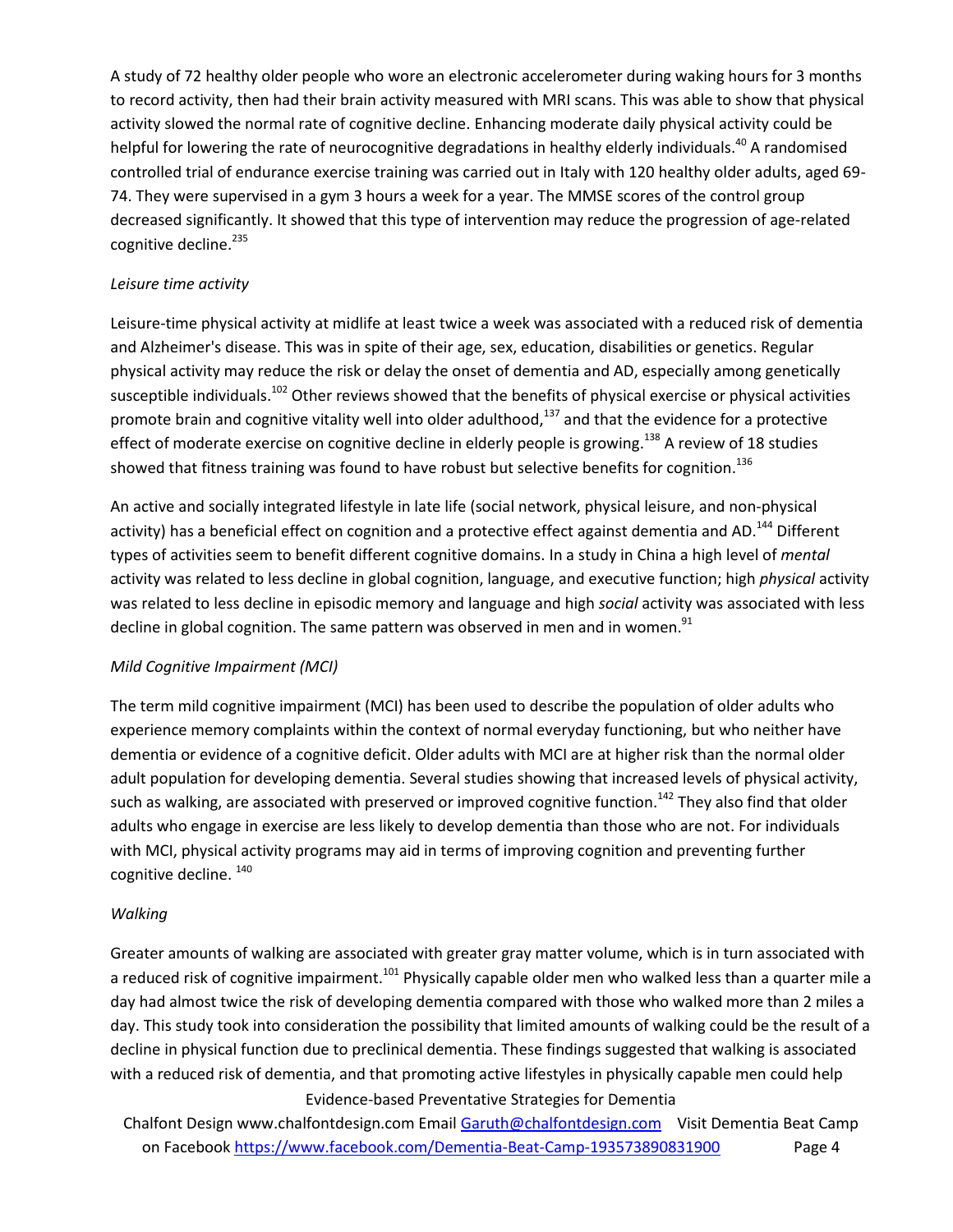A study of 72 healthy older people who wore an electronic accelerometer during waking hours for 3 months to record activity, then had their brain activity measured with MRI scans. This was able to show that physical activity slowed the normal rate of cognitive decline. Enhancing moderate daily physical activity could be helpful for lowering the rate of neurocognitive degradations in healthy elderly individuals.[40] A randomised controlled trial of endurance exercise training was carried out in Italy with 120 healthy older adults, aged 69-74. They were supervised in a gym 3 hours a week for a year. The MMSE scores of the control group decreased significantly. It showed that this type of intervention may reduce the progression of age-related cognitive decline.[235]

*Leisure time activity*

Leisure-time physical activity at midlife at least twice a week was associated with a reduced risk of dementia and Alzheimer's disease. This was in spite of their age, sex, education, disabilities or genetics. Regular physical activity may reduce the risk or delay the onset of dementia and AD, especially among genetically susceptible individuals.[102] Other reviews showed that the benefits of physical exercise or physical activities promote brain and cognitive vitality well into older adulthood,[137] and that the evidence for a protective effect of moderate exercise on cognitive decline in elderly people is growing.[138] A review of 18 studies showed that fitness training was found to have robust but selective benefits for cognition.[136]

An active and socially integrated lifestyle in late life (social network, physical leisure, and non-physical activity) has a beneficial effect on cognition and a protective effect against dementia and AD.[144] Different types of activities seem to benefit different cognitive domains. In a study in China a high level of *mental* activity was related to less decline in global cognition, language, and executive function; high *physical* activity was related to less decline in episodic memory and language and high *social* activity was associated with less decline in global cognition. The same pattern was observed in men and in women.[91]

*Mild Cognitive Impairment (MCI)*

The term mild cognitive impairment (MCI) has been used to describe the population of older adults who experience memory complaints within the context of normal everyday functioning, but who neither have dementia or evidence of a cognitive deficit. Older adults with MCI are at higher risk than the normal older adult population for developing dementia. Several studies showing that increased levels of physical activity, such as walking, are associated with preserved or improved cognitive function.[142] They also find that older adults who engage in exercise are less likely to develop dementia than those who are not. For individuals with MCI, physical activity programs may aid in terms of improving cognition and preventing further cognitive decline. [140]

*Walking*

Greater amounts of walking are associated with greater gray matter volume, which is in turn associated with a reduced risk of cognitive impairment.[101] Physically capable older men who walked less than a quarter mile a day had almost twice the risk of developing dementia compared with those who walked more than 2 miles a day. This study took into consideration the possibility that limited amounts of walking could be the result of a decline in physical function due to preclinical dementia. These findings suggested that walking is associated with a reduced risk of dementia, and that promoting active lifestyles in physically capable men could help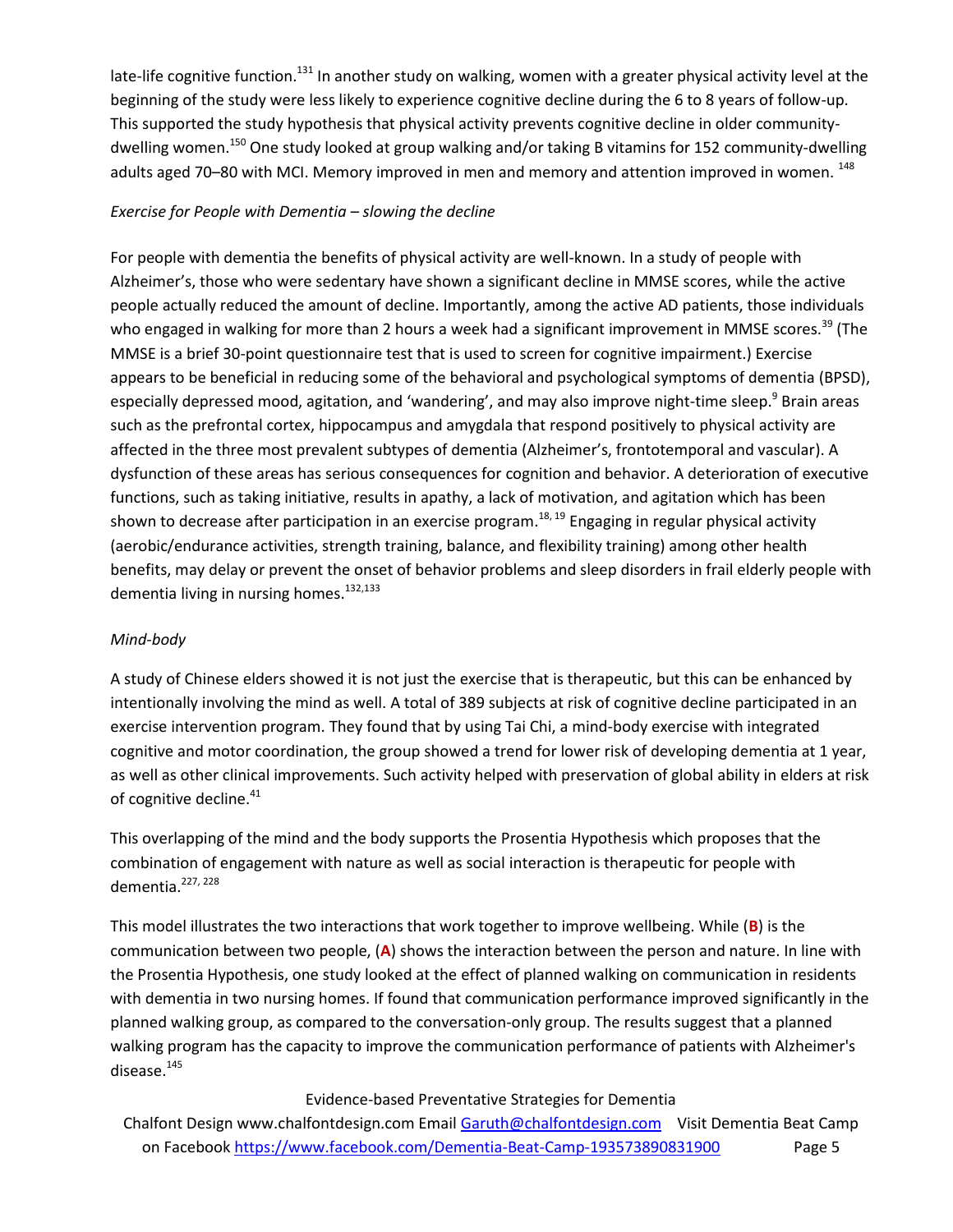late-life cognitive function.[131] In another study on walking, women with a greater physical activity level at the beginning of the study were less likely to experience cognitive decline during the 6 to 8 years of follow-up. This supported the study hypothesis that physical activity prevents cognitive decline in older community-dwelling women.[150] One study looked at group walking and/or taking B vitamins for 152 community-dwelling adults aged 70–80 with MCI. Memory improved in men and memory and attention improved in women. [148]

*Exercise for People with Dementia – slowing the decline*

For people with dementia the benefits of physical activity are well-known. In a study of people with Alzheimer's, those who were sedentary have shown a significant decline in MMSE scores, while the active people actually reduced the amount of decline. Importantly, among the active AD patients, those individuals who engaged in walking for more than 2 hours a week had a significant improvement in MMSE scores.[39] (The MMSE is a brief 30-point questionnaire test that is used to screen for cognitive impairment.) Exercise appears to be beneficial in reducing some of the behavioral and psychological symptoms of dementia (BPSD), especially depressed mood, agitation, and 'wandering', and may also improve night-time sleep.[9] Brain areas such as the prefrontal cortex, hippocampus and amygdala that respond positively to physical activity are affected in the three most prevalent subtypes of dementia (Alzheimer's, frontotemporal and vascular). A dysfunction of these areas has serious consequences for cognition and behavior. A deterioration of executive functions, such as taking initiative, results in apathy, a lack of motivation, and agitation which has been shown to decrease after participation in an exercise program.[18, 19] Engaging in regular physical activity (aerobic/endurance activities, strength training, balance, and flexibility training) among other health benefits, may delay or prevent the onset of behavior problems and sleep disorders in frail elderly people with dementia living in nursing homes.[132,133]

*Mind-body*

A study of Chinese elders showed it is not just the exercise that is therapeutic, but this can be enhanced by intentionally involving the mind as well. A total of 389 subjects at risk of cognitive decline participated in an exercise intervention program. They found that by using Tai Chi, a mind-body exercise with integrated cognitive and motor coordination, the group showed a trend for lower risk of developing dementia at 1 year, as well as other clinical improvements. Such activity helped with preservation of global ability in elders at risk of cognitive decline.[41]

This overlapping of the mind and the body supports the Prosentia Hypothesis which proposes that the combination of engagement with nature as well as social interaction is therapeutic for people with dementia.[227, 228]

This model illustrates the two interactions that work together to improve wellbeing. While (**B**) is the communication between two people, (**A**) shows the interaction between the person and nature. In line with the Prosentia Hypothesis, one study looked at the effect of planned walking on communication in residents with dementia in two nursing homes. If found that communication performance improved significantly in the planned walking group, as compared to the conversation-only group. The results suggest that a planned walking program has the capacity to improve the communication performance of patients with Alzheimer's disease.[145]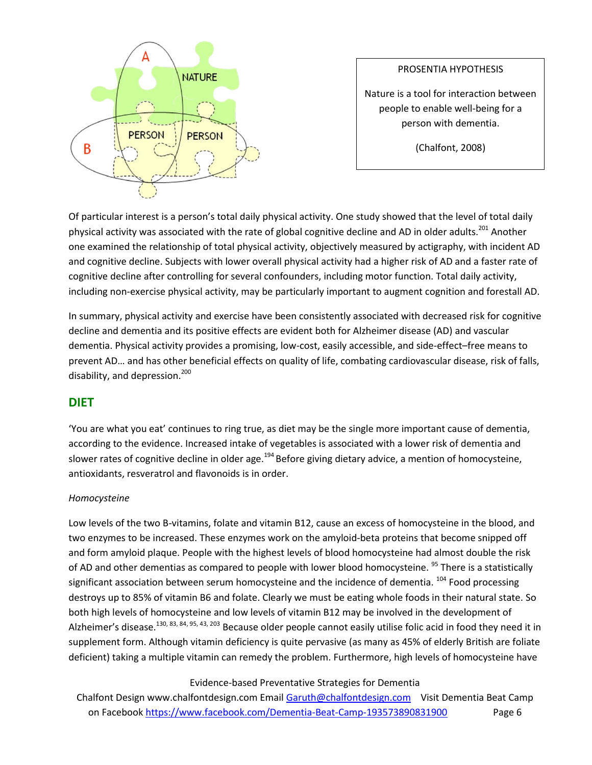PROSENTIA HYPOTHESIS

Nature is a tool for interaction between people to enable well-being for a person with dementia.

(Chalfont, 2008)

Of particular interest is a person's total daily physical activity. One study showed that the level of total daily physical activity was associated with the rate of global cognitive decline and AD in older adults.[201] Another one examined the relationship of total physical activity, objectively measured by actigraphy, with incident AD and cognitive decline. Subjects with lower overall physical activity had a higher risk of AD and a faster rate of cognitive decline after controlling for several confounders, including motor function. Total daily activity, including non-exercise physical activity, may be particularly important to augment cognition and forestall AD.

In summary, physical activity and exercise have been consistently associated with decreased risk for cognitive decline and dementia and its positive effects are evident both for Alzheimer disease (AD) and vascular dementia. Physical activity provides a promising, low-cost, easily accessible, and side-effect–free means to prevent AD… and has other beneficial effects on quality of life, combating cardiovascular disease, risk of falls, disability, and depression.[200]

## DIET

'You are what you eat' continues to ring true, as diet may be the single more important cause of dementia, according to the evidence. Increased intake of vegetables is associated with a lower risk of dementia and slower rates of cognitive decline in older age.[194] Before giving dietary advice, a mention of homocysteine, antioxidants, resveratrol and flavonoids is in order.

*Homocysteine*

Low levels of the two B-vitamins, folate and vitamin B12, cause an excess of homocysteine in the blood, and two enzymes to be increased. These enzymes work on the amyloid-beta proteins that become snipped off and form amyloid plaque. People with the highest levels of blood homocysteine had almost double the risk of AD and other dementias as compared to people with lower blood homocysteine. [95] There is a statistically significant association between serum homocysteine and the incidence of dementia. [104] Food processing destroys up to 85% of vitamin B6 and folate. Clearly we must be eating whole foods in their natural state. So both high levels of homocysteine and low levels of vitamin B12 may be involved in the development of Alzheimer's disease.[130, 83, 84, 95, 43, 203] Because older people cannot easily utilise folic acid in food they need it in supplement form. Although vitamin deficiency is quite pervasive (as many as 45% of elderly British are foliate deficient) taking a multiple vitamin can remedy the problem. Furthermore, high levels of homocysteine have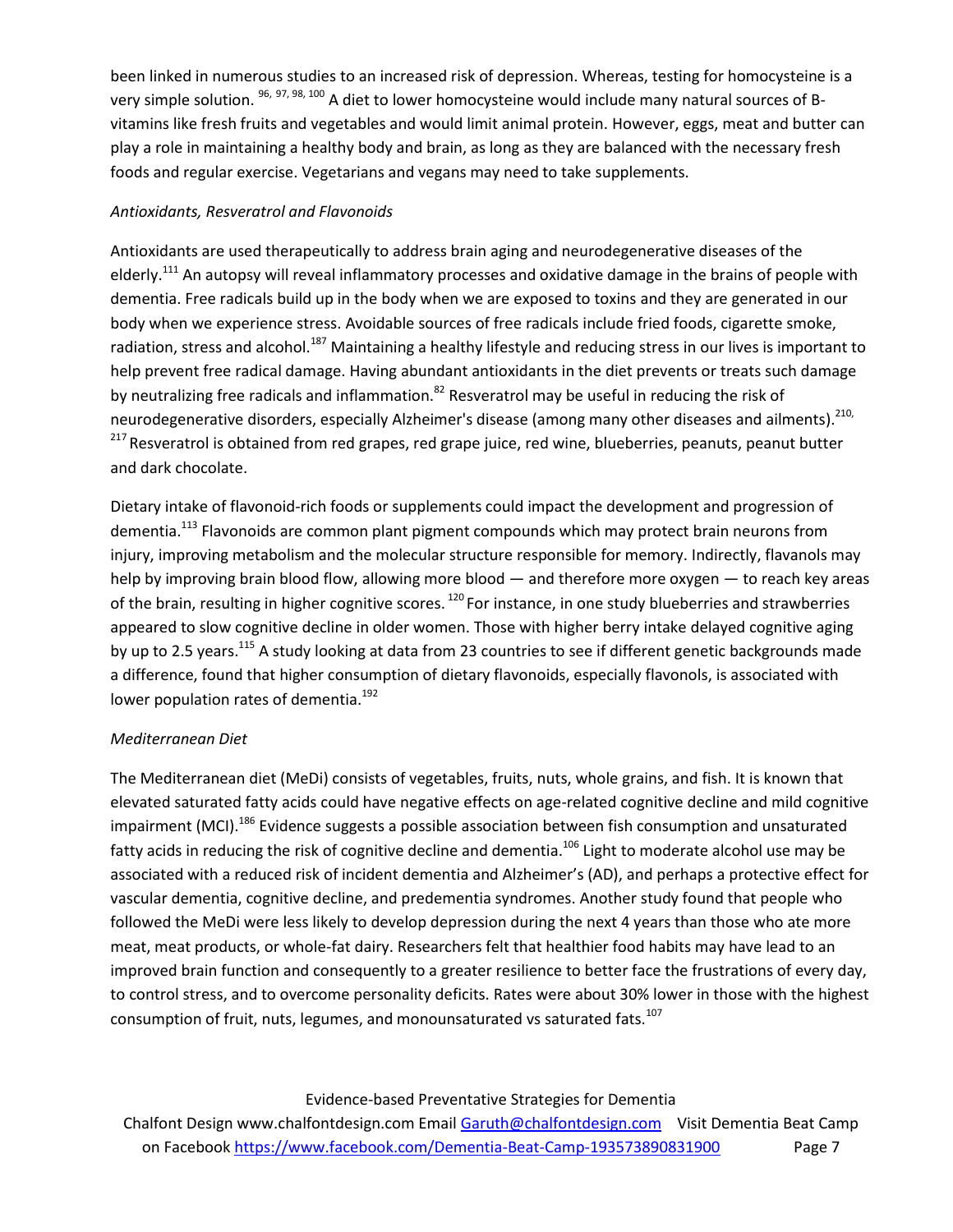been linked in numerous studies to an increased risk of depression. Whereas, testing for homocysteine is a very simple solution. [96, 97, 98, 100] A diet to lower homocysteine would include many natural sources of B-vitamins like fresh fruits and vegetables and would limit animal protein. However, eggs, meat and butter can play a role in maintaining a healthy body and brain, as long as they are balanced with the necessary fresh foods and regular exercise. Vegetarians and vegans may need to take supplements.

*Antioxidants, Resveratrol and Flavonoids*

Antioxidants are used therapeutically to address brain aging and neurodegenerative diseases of the elderly.[111] An autopsy will reveal inflammatory processes and oxidative damage in the brains of people with dementia. Free radicals build up in the body when we are exposed to toxins and they are generated in our body when we experience stress. Avoidable sources of free radicals include fried foods, cigarette smoke, radiation, stress and alcohol.[187] Maintaining a healthy lifestyle and reducing stress in our lives is important to help prevent free radical damage. Having abundant antioxidants in the diet prevents or treats such damage by neutralizing free radicals and inflammation.[82] Resveratrol may be useful in reducing the risk of neurodegenerative disorders, especially Alzheimer's disease (among many other diseases and ailments).[210, 217] Resveratrol is obtained from red grapes, red grape juice, red wine, blueberries, peanuts, peanut butter and dark chocolate.

Dietary intake of flavonoid-rich foods or supplements could impact the development and progression of dementia.[113] Flavonoids are common plant pigment compounds which may protect brain neurons from injury, improving metabolism and the molecular structure responsible for memory. Indirectly, flavanols may help by improving brain blood flow, allowing more blood — and therefore more oxygen — to reach key areas of the brain, resulting in higher cognitive scores. [120] For instance, in one study blueberries and strawberries appeared to slow cognitive decline in older women. Those with higher berry intake delayed cognitive aging by up to 2.5 years.[115] A study looking at data from 23 countries to see if different genetic backgrounds made a difference, found that higher consumption of dietary flavonoids, especially flavonols, is associated with lower population rates of dementia.[192]

*Mediterranean Diet*

The Mediterranean diet (MeDi) consists of vegetables, fruits, nuts, whole grains, and fish. It is known that elevated saturated fatty acids could have negative effects on age-related cognitive decline and mild cognitive impairment (MCI).[186] Evidence suggests a possible association between fish consumption and unsaturated fatty acids in reducing the risk of cognitive decline and dementia.[106] Light to moderate alcohol use may be associated with a reduced risk of incident dementia and Alzheimer's (AD), and perhaps a protective effect for vascular dementia, cognitive decline, and predementia syndromes. Another study found that people who followed the MeDi were less likely to develop depression during the next 4 years than those who ate more meat, meat products, or whole-fat dairy. Researchers felt that healthier food habits may have lead to an improved brain function and consequently to a greater resilience to better face the frustrations of every day, to control stress, and to overcome personality deficits. Rates were about 30% lower in those with the highest consumption of fruit, nuts, legumes, and monounsaturated vs saturated fats.[107]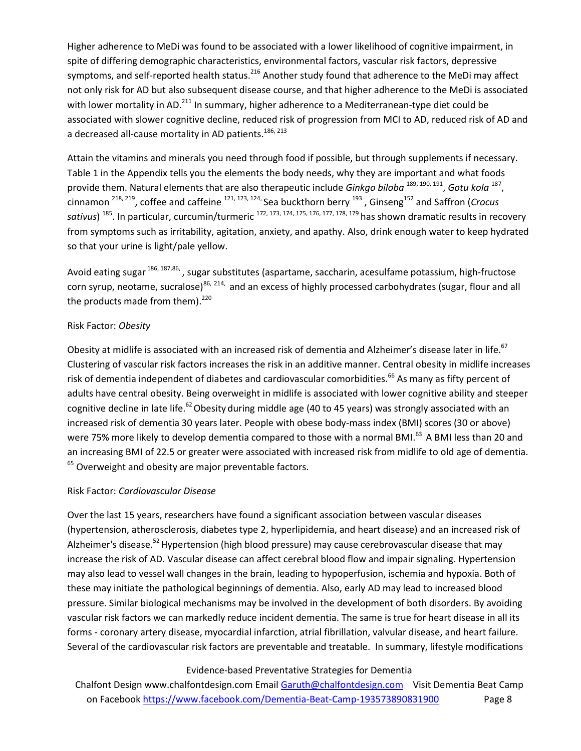Higher adherence to MeDi was found to be associated with a lower likelihood of cognitive impairment, in spite of differing demographic characteristics, environmental factors, vascular risk factors, depressive symptoms, and self-reported health status.[216] Another study found that adherence to the MeDi may affect not only risk for AD but also subsequent disease course, and that higher adherence to the MeDi is associated with lower mortality in AD.[211] In summary, higher adherence to a Mediterranean-type diet could be associated with slower cognitive decline, reduced risk of progression from MCI to AD, reduced risk of AD and a decreased all-cause mortality in AD patients.[186, 213]

Attain the vitamins and minerals you need through food if possible, but through supplements if necessary. Table 1 in the Appendix tells you the elements the body needs, why they are important and what foods provide them. Natural elements that are also therapeutic include *Ginkgo biloba* [189, 190, 191], *Gotu kola* [187], cinnamon [218, 219], coffee and caffeine [121, 123, 124,] Sea buckthorn berry [193], Ginseng[152] and Saffron (*Crocus sativus*) [185]. In particular, curcumin/turmeric [172, 173, 174, 175, 176, 177, 178, 179] has shown dramatic results in recovery from symptoms such as irritability, agitation, anxiety, and apathy. Also, drink enough water to keep hydrated so that your urine is light/pale yellow.

Avoid eating sugar [186, 187,86,], sugar substitutes (aspartame, saccharin, acesulfame potassium, high-fructose corn syrup, neotame, sucralose)[86, 214,] and an excess of highly processed carbohydrates (sugar, flour and all the products made from them).[220]

Risk Factor: *Obesity*

Obesity at midlife is associated with an increased risk of dementia and Alzheimer's disease later in life.[67] Clustering of vascular risk factors increases the risk in an additive manner. Central obesity in midlife increases risk of dementia independent of diabetes and cardiovascular comorbidities.[66] As many as fifty percent of adults have central obesity. Being overweight in midlife is associated with lower cognitive ability and steeper cognitive decline in late life.[62] Obesity during middle age (40 to 45 years) was strongly associated with an increased risk of dementia 30 years later. People with obese body-mass index (BMI) scores (30 or above) were 75% more likely to develop dementia compared to those with a normal BMI.[63] A BMI less than 20 and an increasing BMI of 22.5 or greater were associated with increased risk from midlife to old age of dementia.[65] Overweight and obesity are major preventable factors.

Risk Factor: *Cardiovascular Disease*

Over the last 15 years, researchers have found a significant association between vascular diseases (hypertension, atherosclerosis, diabetes type 2, hyperlipidemia, and heart disease) and an increased risk of Alzheimer's disease.[52] Hypertension (high blood pressure) may cause cerebrovascular disease that may increase the risk of AD. Vascular disease can affect cerebral blood flow and impair signaling. Hypertension may also lead to vessel wall changes in the brain, leading to hypoperfusion, ischemia and hypoxia. Both of these may initiate the pathological beginnings of dementia. Also, early AD may lead to increased blood pressure. Similar biological mechanisms may be involved in the development of both disorders. By avoiding vascular risk factors we can markedly reduce incident dementia. The same is true for heart disease in all its forms - coronary artery disease, myocardial infarction, atrial fibrillation, valvular disease, and heart failure. Several of the cardiovascular risk factors are preventable and treatable. In summary, lifestyle modifications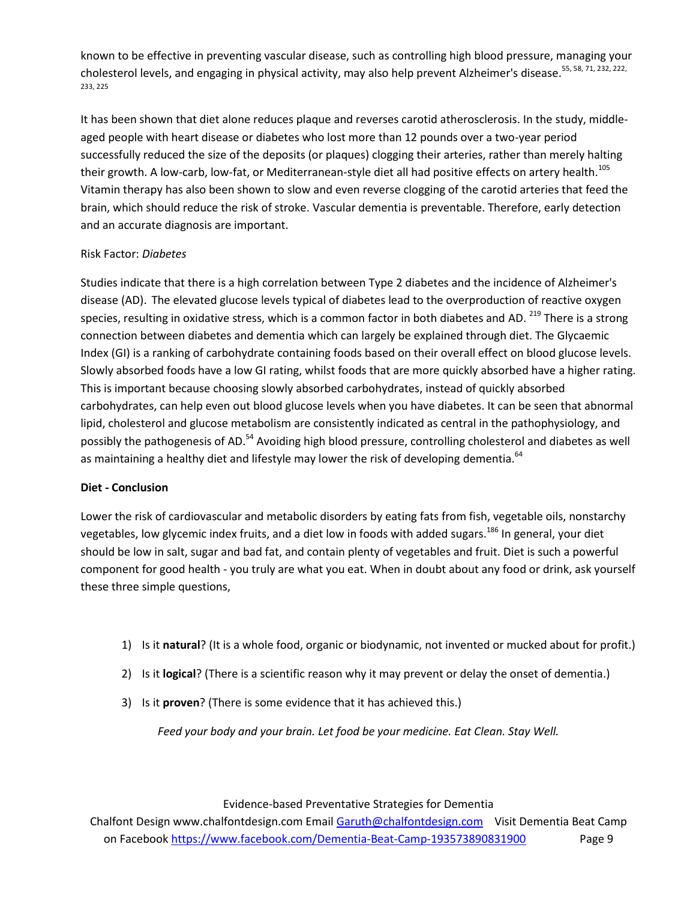known to be effective in preventing vascular disease, such as controlling high blood pressure, managing your cholesterol levels, and engaging in physical activity, may also help prevent Alzheimer's disease.[55, 58, 71, 232, 222, 233, 225]

It has been shown that diet alone reduces plaque and reverses carotid atherosclerosis. In the study, middle-aged people with heart disease or diabetes who lost more than 12 pounds over a two-year period successfully reduced the size of the deposits (or plaques) clogging their arteries, rather than merely halting their growth. A low-carb, low-fat, or Mediterranean-style diet all had positive effects on artery health.[105] Vitamin therapy has also been shown to slow and even reverse clogging of the carotid arteries that feed the brain, which should reduce the risk of stroke. Vascular dementia is preventable. Therefore, early detection and an accurate diagnosis are important.

Risk Factor: *Diabetes*

Studies indicate that there is a high correlation between Type 2 diabetes and the incidence of Alzheimer's disease (AD). The elevated glucose levels typical of diabetes lead to the overproduction of reactive oxygen species, resulting in oxidative stress, which is a common factor in both diabetes and AD. [219] There is a strong connection between diabetes and dementia which can largely be explained through diet. The Glycaemic Index (GI) is a ranking of carbohydrate containing foods based on their overall effect on blood glucose levels. Slowly absorbed foods have a low GI rating, whilst foods that are more quickly absorbed have a higher rating. This is important because choosing slowly absorbed carbohydrates, instead of quickly absorbed carbohydrates, can help even out blood glucose levels when you have diabetes. It can be seen that abnormal lipid, cholesterol and glucose metabolism are consistently indicated as central in the pathophysiology, and possibly the pathogenesis of AD.[54] Avoiding high blood pressure, controlling cholesterol and diabetes as well as maintaining a healthy diet and lifestyle may lower the risk of developing dementia.[64]

**Diet - Conclusion**

Lower the risk of cardiovascular and metabolic disorders by eating fats from fish, vegetable oils, nonstarchy vegetables, low glycemic index fruits, and a diet low in foods with added sugars.[186] In general, your diet should be low in salt, sugar and bad fat, and contain plenty of vegetables and fruit. Diet is such a powerful component for good health - you truly are what you eat. When in doubt about any food or drink, ask yourself these three simple questions,

1) Is it **natural**? (It is a whole food, organic or biodynamic, not invented or mucked about for profit.)
2) Is it **logical**? (There is a scientific reason why it may prevent or delay the onset of dementia.)
3) Is it **proven**? (There is some evidence that it has achieved this.)

*Feed your body and your brain. Let food be your medicine. Eat Clean. Stay Well.*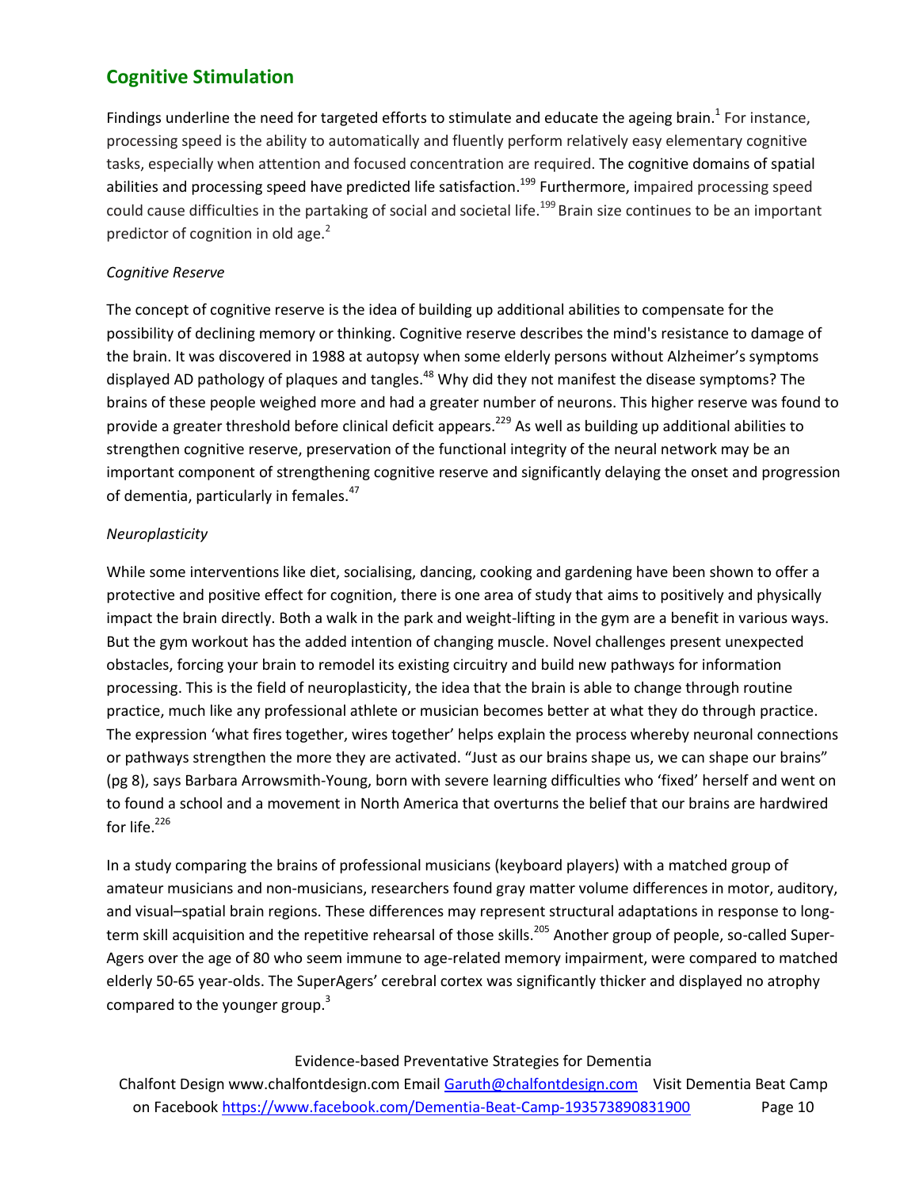## Cognitive Stimulation

Findings underline the need for targeted efforts to stimulate and educate the ageing brain.[1] For instance, processing speed is the ability to automatically and fluently perform relatively easy elementary cognitive tasks, especially when attention and focused concentration are required. The cognitive domains of spatial abilities and processing speed have predicted life satisfaction.[199] Furthermore, impaired processing speed could cause difficulties in the partaking of social and societal life.[199] Brain size continues to be an important predictor of cognition in old age.[2]

*Cognitive Reserve*

The concept of cognitive reserve is the idea of building up additional abilities to compensate for the possibility of declining memory or thinking. Cognitive reserve describes the mind's resistance to damage of the brain. It was discovered in 1988 at autopsy when some elderly persons without Alzheimer's symptoms displayed AD pathology of plaques and tangles.[48] Why did they not manifest the disease symptoms? The brains of these people weighed more and had a greater number of neurons. This higher reserve was found to provide a greater threshold before clinical deficit appears.[229] As well as building up additional abilities to strengthen cognitive reserve, preservation of the functional integrity of the neural network may be an important component of strengthening cognitive reserve and significantly delaying the onset and progression of dementia, particularly in females.[47]

*Neuroplasticity*

While some interventions like diet, socialising, dancing, cooking and gardening have been shown to offer a protective and positive effect for cognition, there is one area of study that aims to positively and physically impact the brain directly. Both a walk in the park and weight-lifting in the gym are a benefit in various ways. But the gym workout has the added intention of changing muscle. Novel challenges present unexpected obstacles, forcing your brain to remodel its existing circuitry and build new pathways for information processing. This is the field of neuroplasticity, the idea that the brain is able to change through routine practice, much like any professional athlete or musician becomes better at what they do through practice. The expression 'what fires together, wires together' helps explain the process whereby neuronal connections or pathways strengthen the more they are activated. "Just as our brains shape us, we can shape our brains" (pg 8), says Barbara Arrowsmith-Young, born with severe learning difficulties who 'fixed' herself and went on to found a school and a movement in North America that overturns the belief that our brains are hardwired for life.[226]

In a study comparing the brains of professional musicians (keyboard players) with a matched group of amateur musicians and non-musicians, researchers found gray matter volume differences in motor, auditory, and visual–spatial brain regions. These differences may represent structural adaptations in response to long-term skill acquisition and the repetitive rehearsal of those skills.[205] Another group of people, so-called Super-Agers over the age of 80 who seem immune to age-related memory impairment, were compared to matched elderly 50-65 year-olds. The SuperAgers' cerebral cortex was significantly thicker and displayed no atrophy compared to the younger group.[3]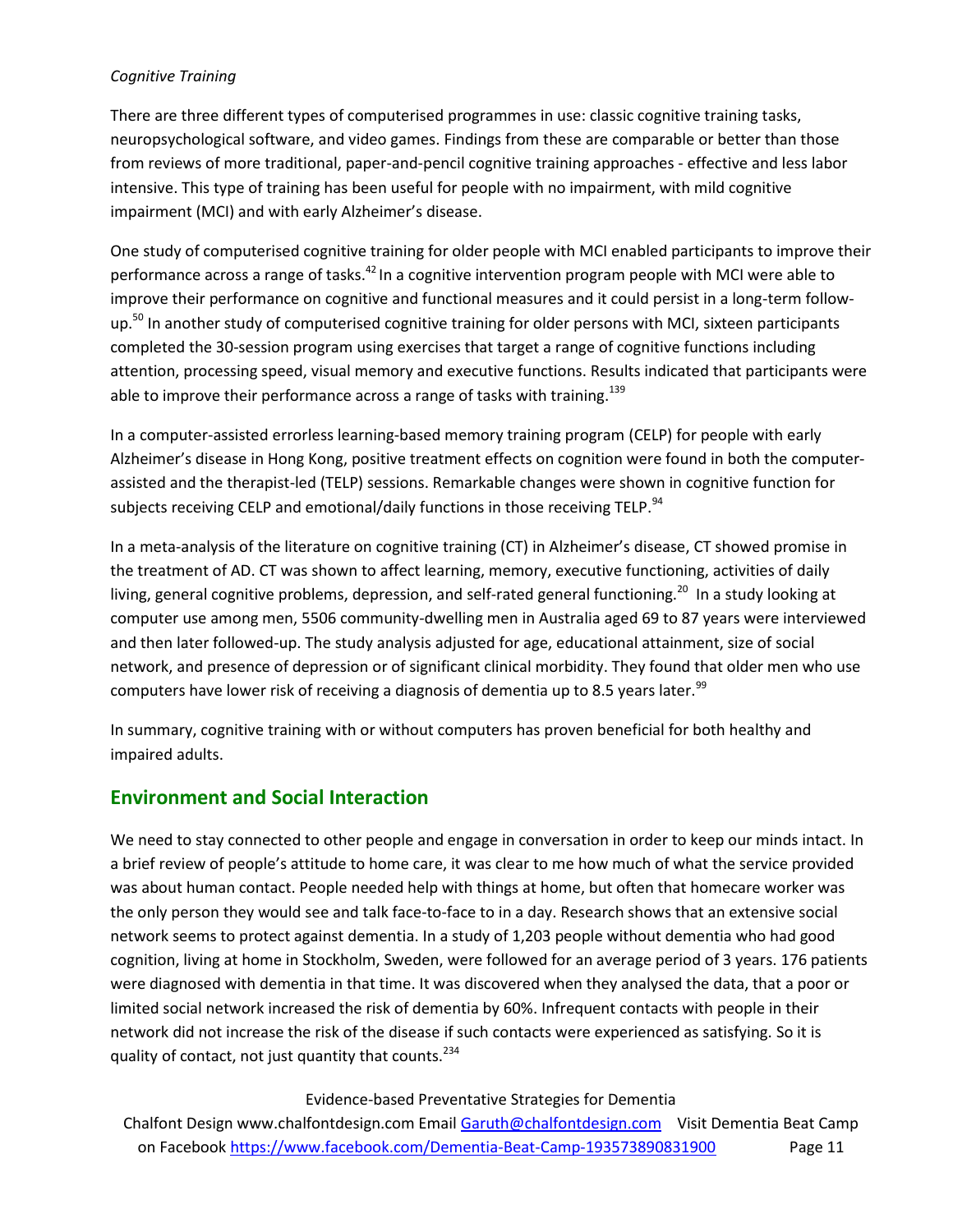*Cognitive Training*

There are three different types of computerised programmes in use: classic cognitive training tasks, neuropsychological software, and video games. Findings from these are comparable or better than those from reviews of more traditional, paper-and-pencil cognitive training approaches - effective and less labor intensive. This type of training has been useful for people with no impairment, with mild cognitive impairment (MCI) and with early Alzheimer's disease.

One study of computerised cognitive training for older people with MCI enabled participants to improve their performance across a range of tasks.[42] In a cognitive intervention program people with MCI were able to improve their performance on cognitive and functional measures and it could persist in a long-term follow-up.[50] In another study of computerised cognitive training for older persons with MCI, sixteen participants completed the 30-session program using exercises that target a range of cognitive functions including attention, processing speed, visual memory and executive functions. Results indicated that participants were able to improve their performance across a range of tasks with training.[139]

In a computer-assisted errorless learning-based memory training program (CELP) for people with early Alzheimer's disease in Hong Kong, positive treatment effects on cognition were found in both the computer-assisted and the therapist-led (TELP) sessions. Remarkable changes were shown in cognitive function for subjects receiving CELP and emotional/daily functions in those receiving TELP.[94]

In a meta-analysis of the literature on cognitive training (CT) in Alzheimer's disease, CT showed promise in the treatment of AD. CT was shown to affect learning, memory, executive functioning, activities of daily living, general cognitive problems, depression, and self-rated general functioning.[20] In a study looking at computer use among men, 5506 community-dwelling men in Australia aged 69 to 87 years were interviewed and then later followed-up. The study analysis adjusted for age, educational attainment, size of social network, and presence of depression or of significant clinical morbidity. They found that older men who use computers have lower risk of receiving a diagnosis of dementia up to 8.5 years later.[99]

In summary, cognitive training with or without computers has proven beneficial for both healthy and impaired adults.

## Environment and Social Interaction

We need to stay connected to other people and engage in conversation in order to keep our minds intact. In a brief review of people's attitude to home care, it was clear to me how much of what the service provided was about human contact. People needed help with things at home, but often that homecare worker was the only person they would see and talk face-to-face to in a day. Research shows that an extensive social network seems to protect against dementia. In a study of 1,203 people without dementia who had good cognition, living at home in Stockholm, Sweden, were followed for an average period of 3 years. 176 patients were diagnosed with dementia in that time. It was discovered when they analysed the data, that a poor or limited social network increased the risk of dementia by 60%. Infrequent contacts with people in their network did not increase the risk of the disease if such contacts were experienced as satisfying. So it is quality of contact, not just quantity that counts.[234]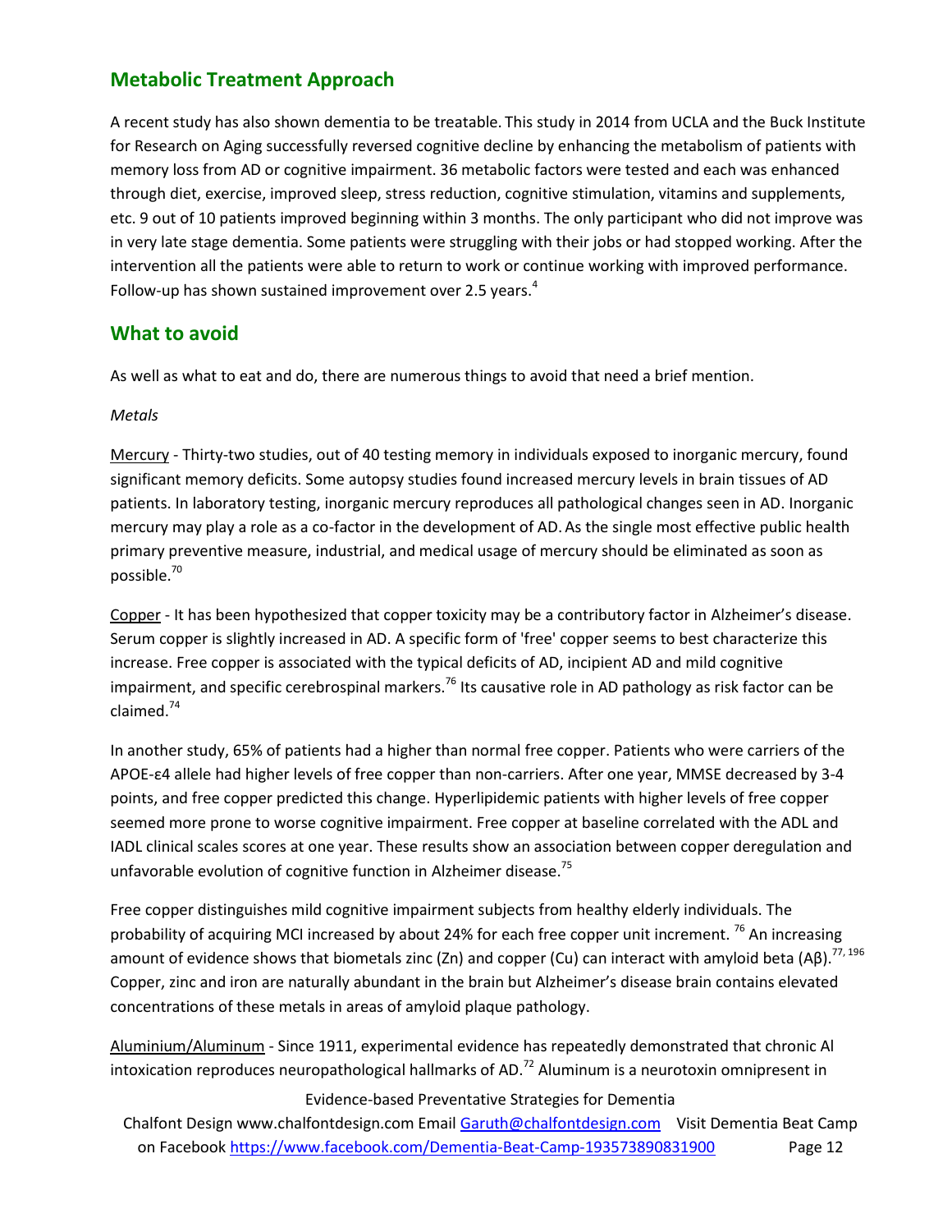## Metabolic Treatment Approach

A recent study has also shown dementia to be treatable. This study in 2014 from UCLA and the Buck Institute for Research on Aging successfully reversed cognitive decline by enhancing the metabolism of patients with memory loss from AD or cognitive impairment. 36 metabolic factors were tested and each was enhanced through diet, exercise, improved sleep, stress reduction, cognitive stimulation, vitamins and supplements, etc. 9 out of 10 patients improved beginning within 3 months. The only participant who did not improve was in very late stage dementia. Some patients were struggling with their jobs or had stopped working. After the intervention all the patients were able to return to work or continue working with improved performance. Follow-up has shown sustained improvement over 2.5 years.[4]

## What to avoid

As well as what to eat and do, there are numerous things to avoid that need a brief mention.

*Metals*

Mercury - Thirty-two studies, out of 40 testing memory in individuals exposed to inorganic mercury, found significant memory deficits. Some autopsy studies found increased mercury levels in brain tissues of AD patients. In laboratory testing, inorganic mercury reproduces all pathological changes seen in AD. Inorganic mercury may play a role as a co-factor in the development of AD. As the single most effective public health primary preventive measure, industrial, and medical usage of mercury should be eliminated as soon as possible.[70]

Copper - It has been hypothesized that copper toxicity may be a contributory factor in Alzheimer's disease. Serum copper is slightly increased in AD. A specific form of 'free' copper seems to best characterize this increase. Free copper is associated with the typical deficits of AD, incipient AD and mild cognitive impairment, and specific cerebrospinal markers.[76] Its causative role in AD pathology as risk factor can be claimed.[74]

In another study, 65% of patients had a higher than normal free copper. Patients who were carriers of the APOE-ε4 allele had higher levels of free copper than non-carriers. After one year, MMSE decreased by 3-4 points, and free copper predicted this change. Hyperlipidemic patients with higher levels of free copper seemed more prone to worse cognitive impairment. Free copper at baseline correlated with the ADL and IADL clinical scales scores at one year. These results show an association between copper deregulation and unfavorable evolution of cognitive function in Alzheimer disease.[75]

Free copper distinguishes mild cognitive impairment subjects from healthy elderly individuals. The probability of acquiring MCI increased by about 24% for each free copper unit increment. [76] An increasing amount of evidence shows that biometals zinc (Zn) and copper (Cu) can interact with amyloid beta (Aβ).[77, 196] Copper, zinc and iron are naturally abundant in the brain but Alzheimer's disease brain contains elevated concentrations of these metals in areas of amyloid plaque pathology.

Aluminium/Aluminum - Since 1911, experimental evidence has repeatedly demonstrated that chronic Al intoxication reproduces neuropathological hallmarks of AD.[72] Aluminum is a neurotoxin omnipresent in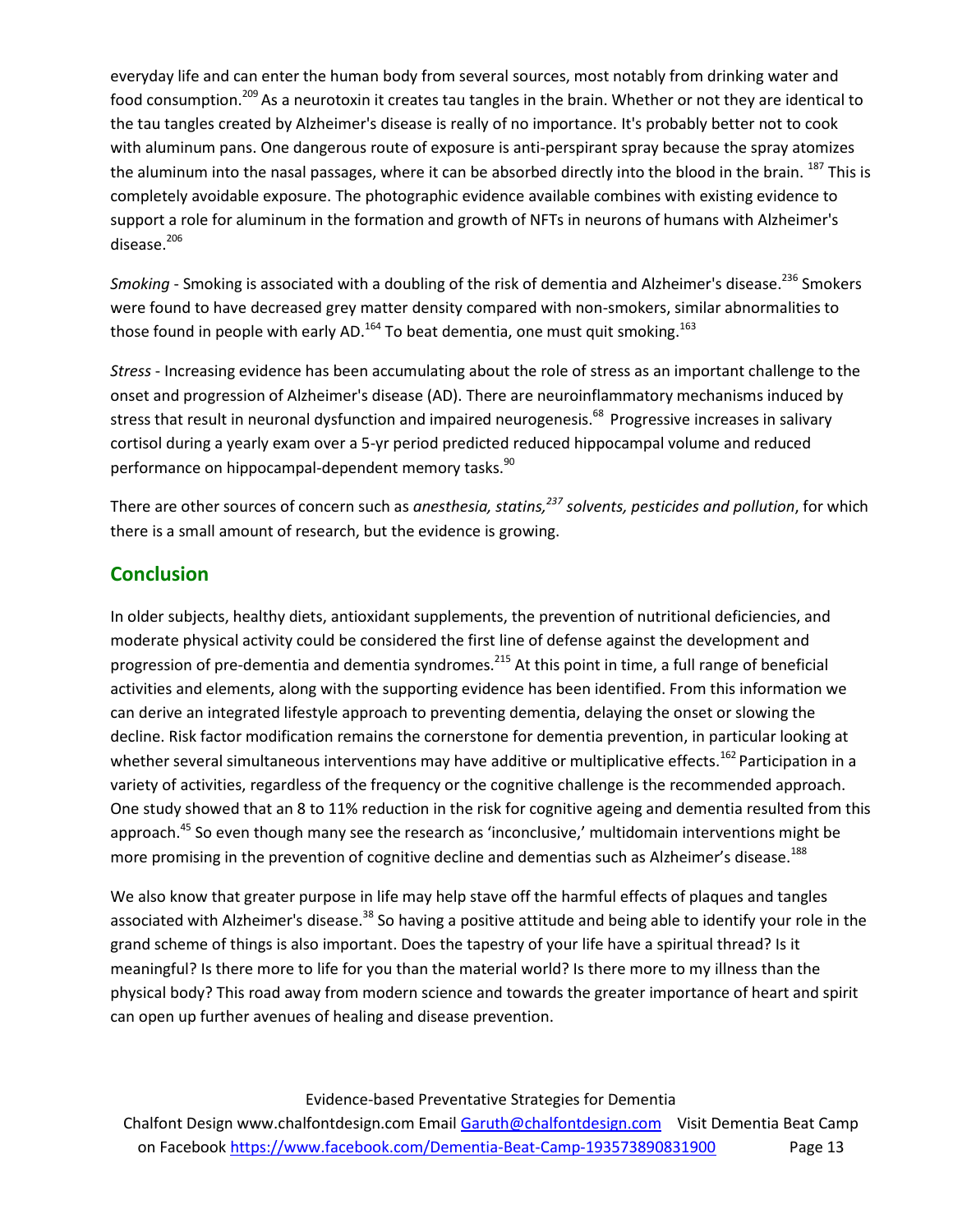everyday life and can enter the human body from several sources, most notably from drinking water and food consumption.[209] As a neurotoxin it creates tau tangles in the brain. Whether or not they are identical to the tau tangles created by Alzheimer's disease is really of no importance. It's probably better not to cook with aluminum pans. One dangerous route of exposure is anti-perspirant spray because the spray atomizes the aluminum into the nasal passages, where it can be absorbed directly into the blood in the brain. [187] This is completely avoidable exposure. The photographic evidence available combines with existing evidence to support a role for aluminum in the formation and growth of NFTs in neurons of humans with Alzheimer's disease.[206]

*Smoking* - Smoking is associated with a doubling of the risk of dementia and Alzheimer's disease.[236] Smokers were found to have decreased grey matter density compared with non-smokers, similar abnormalities to those found in people with early AD.[164] To beat dementia, one must quit smoking.[163]

*Stress* - Increasing evidence has been accumulating about the role of stress as an important challenge to the onset and progression of Alzheimer's disease (AD). There are neuroinflammatory mechanisms induced by stress that result in neuronal dysfunction and impaired neurogenesis.[68] Progressive increases in salivary cortisol during a yearly exam over a 5-yr period predicted reduced hippocampal volume and reduced performance on hippocampal-dependent memory tasks.[90]

There are other sources of concern such as *anesthesia, statins,[237] solvents, pesticides and pollution*, for which there is a small amount of research, but the evidence is growing.

## Conclusion

In older subjects, healthy diets, antioxidant supplements, the prevention of nutritional deficiencies, and moderate physical activity could be considered the first line of defense against the development and progression of pre-dementia and dementia syndromes.[215] At this point in time, a full range of beneficial activities and elements, along with the supporting evidence has been identified. From this information we can derive an integrated lifestyle approach to preventing dementia, delaying the onset or slowing the decline. Risk factor modification remains the cornerstone for dementia prevention, in particular looking at whether several simultaneous interventions may have additive or multiplicative effects.[162] Participation in a variety of activities, regardless of the frequency or the cognitive challenge is the recommended approach. One study showed that an 8 to 11% reduction in the risk for cognitive ageing and dementia resulted from this approach.[45] So even though many see the research as 'inconclusive,' multidomain interventions might be more promising in the prevention of cognitive decline and dementias such as Alzheimer's disease.[188]

We also know that greater purpose in life may help stave off the harmful effects of plaques and tangles associated with Alzheimer's disease.[38] So having a positive attitude and being able to identify your role in the grand scheme of things is also important. Does the tapestry of your life have a spiritual thread? Is it meaningful? Is there more to life for you than the material world? Is there more to my illness than the physical body? This road away from modern science and towards the greater importance of heart and spirit can open up further avenues of healing and disease prevention.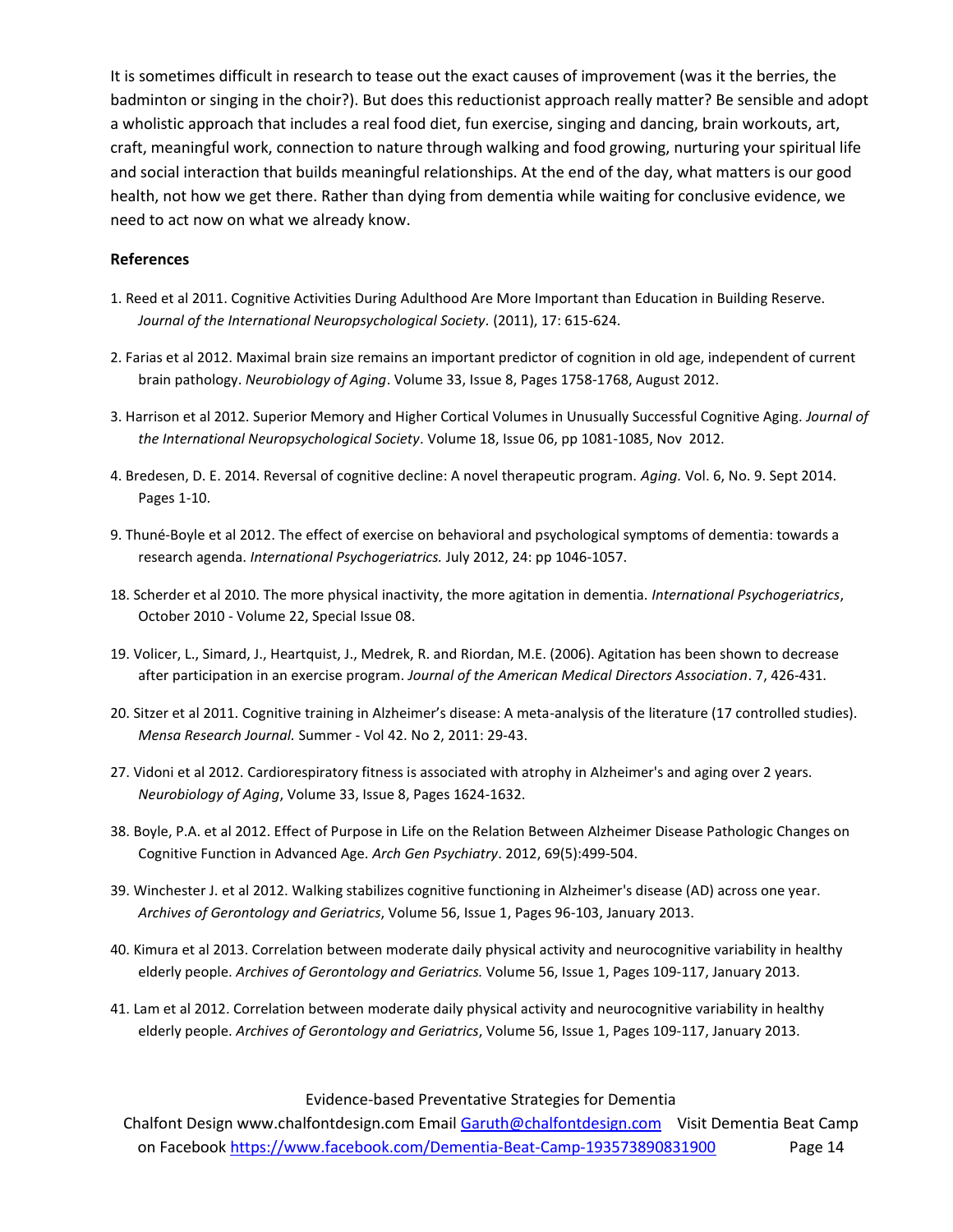It is sometimes difficult in research to tease out the exact causes of improvement (was it the berries, the badminton or singing in the choir?). But does this reductionist approach really matter? Be sensible and adopt a wholistic approach that includes a real food diet, fun exercise, singing and dancing, brain workouts, art, craft, meaningful work, connection to nature through walking and food growing, nurturing your spiritual life and social interaction that builds meaningful relationships. At the end of the day, what matters is our good health, not how we get there. Rather than dying from dementia while waiting for conclusive evidence, we need to act now on what we already know.

**References**

1. Reed et al 2011. Cognitive Activities During Adulthood Are More Important than Education in Building Reserve. *Journal of the International Neuropsychological Society*. (2011), 17: 615-624.

2. Farias et al 2012. Maximal brain size remains an important predictor of cognition in old age, independent of current brain pathology. *Neurobiology of Aging*. Volume 33, Issue 8, Pages 1758-1768, August 2012.

3. Harrison et al 2012. Superior Memory and Higher Cortical Volumes in Unusually Successful Cognitive Aging. *Journal of the International Neuropsychological Society*. Volume 18, Issue 06, pp 1081-1085, Nov 2012.

4. Bredesen, D. E. 2014. Reversal of cognitive decline: A novel therapeutic program. *Aging.* Vol. 6, No. 9. Sept 2014. Pages 1-10.

9. Thuné-Boyle et al 2012. The effect of exercise on behavioral and psychological symptoms of dementia: towards a research agenda. *International Psychogeriatrics.* July 2012, 24: pp 1046-1057.

18. Scherder et al 2010. The more physical inactivity, the more agitation in dementia. *International Psychogeriatrics*, October 2010 - Volume 22, Special Issue 08.

19. Volicer, L., Simard, J., Heartquist, J., Medrek, R. and Riordan, M.E. (2006). Agitation has been shown to decrease after participation in an exercise program. *Journal of the American Medical Directors Association*. 7, 426-431.

20. Sitzer et al 2011. Cognitive training in Alzheimer's disease: A meta-analysis of the literature (17 controlled studies). *Mensa Research Journal.* Summer - Vol 42. No 2, 2011: 29-43.

27. Vidoni et al 2012. Cardiorespiratory fitness is associated with atrophy in Alzheimer's and aging over 2 years. *Neurobiology of Aging*, Volume 33, Issue 8, Pages 1624-1632.

38. Boyle, P.A. et al 2012. Effect of Purpose in Life on the Relation Between Alzheimer Disease Pathologic Changes on Cognitive Function in Advanced Age. *Arch Gen Psychiatry*. 2012, 69(5):499-504.

39. Winchester J. et al 2012. Walking stabilizes cognitive functioning in Alzheimer's disease (AD) across one year. *Archives of Gerontology and Geriatrics*, Volume 56, Issue 1, Pages 96-103, January 2013.

40. Kimura et al 2013. Correlation between moderate daily physical activity and neurocognitive variability in healthy elderly people. *Archives of Gerontology and Geriatrics.* Volume 56, Issue 1, Pages 109-117, January 2013.

41. Lam et al 2012. Correlation between moderate daily physical activity and neurocognitive variability in healthy elderly people. *Archives of Gerontology and Geriatrics*, Volume 56, Issue 1, Pages 109-117, January 2013.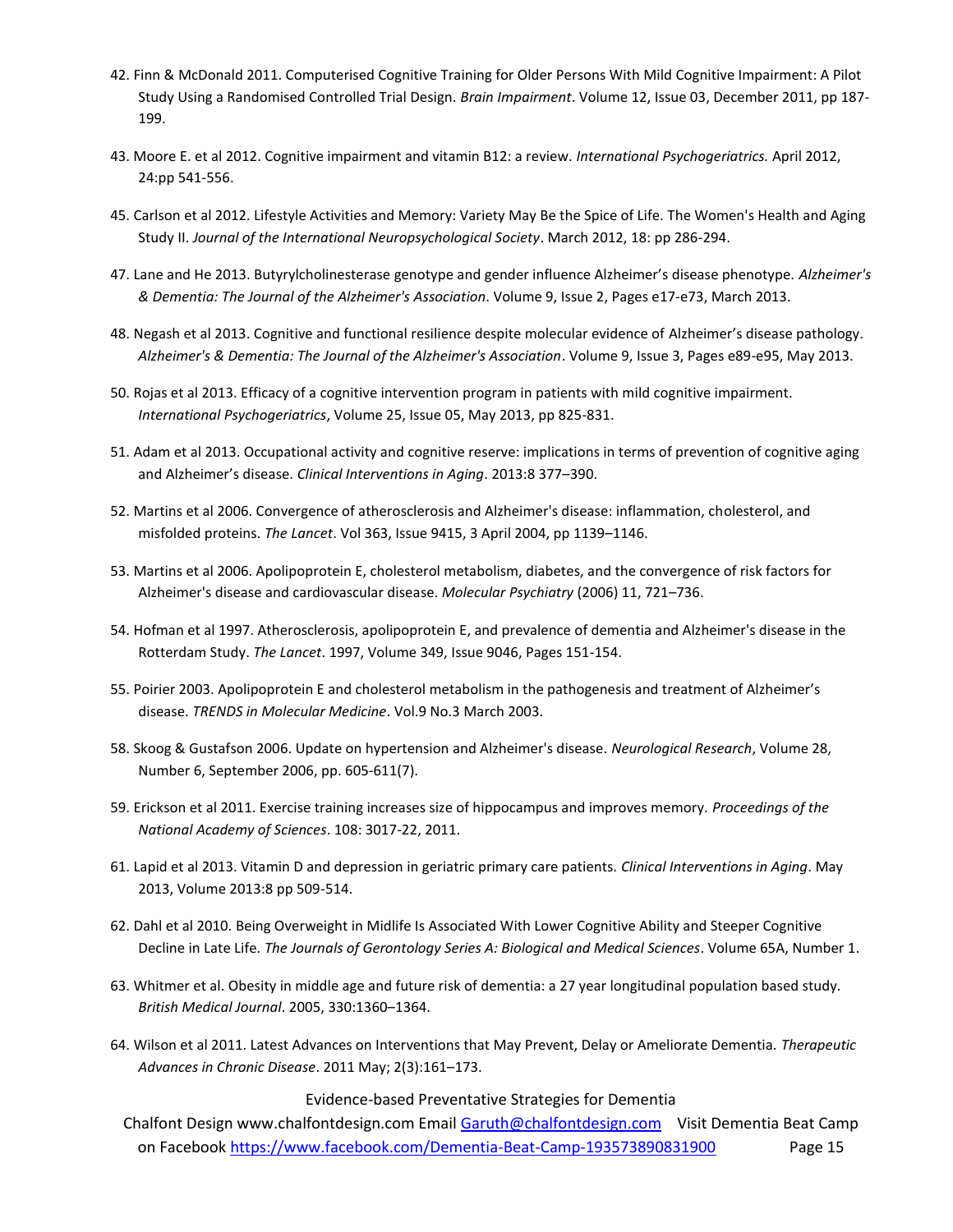42. Finn & McDonald 2011. Computerised Cognitive Training for Older Persons With Mild Cognitive Impairment: A Pilot Study Using a Randomised Controlled Trial Design. *Brain Impairment*. Volume 12, Issue 03, December 2011, pp 187-199.

43. Moore E. et al 2012. Cognitive impairment and vitamin B12: a review. *International Psychogeriatrics.* April 2012, 24:pp 541-556.

45. Carlson et al 2012. Lifestyle Activities and Memory: Variety May Be the Spice of Life. The Women's Health and Aging Study II. *Journal of the International Neuropsychological Society*. March 2012, 18: pp 286-294.

47. Lane and He 2013. Butyrylcholinesterase genotype and gender influence Alzheimer's disease phenotype. *Alzheimer's & Dementia: The Journal of the Alzheimer's Association*. Volume 9, Issue 2, Pages e17-e73, March 2013.

48. Negash et al 2013. Cognitive and functional resilience despite molecular evidence of Alzheimer's disease pathology. *Alzheimer's & Dementia: The Journal of the Alzheimer's Association*. Volume 9, Issue 3, Pages e89-e95, May 2013.

50. Rojas et al 2013. Efficacy of a cognitive intervention program in patients with mild cognitive impairment. *International Psychogeriatrics*, Volume 25, Issue 05, May 2013, pp 825-831.

51. Adam et al 2013. Occupational activity and cognitive reserve: implications in terms of prevention of cognitive aging and Alzheimer's disease. *Clinical Interventions in Aging*. 2013:8 377–390.

52. Martins et al 2006. Convergence of atherosclerosis and Alzheimer's disease: inflammation, cholesterol, and misfolded proteins. *The Lancet*. Vol 363, Issue 9415, 3 April 2004, pp 1139–1146.

53. Martins et al 2006. Apolipoprotein E, cholesterol metabolism, diabetes, and the convergence of risk factors for Alzheimer's disease and cardiovascular disease. *Molecular Psychiatry* (2006) 11, 721–736.

54. Hofman et al 1997. Atherosclerosis, apolipoprotein E, and prevalence of dementia and Alzheimer's disease in the Rotterdam Study. *The Lancet*. 1997, Volume 349, Issue 9046, Pages 151-154.

55. Poirier 2003. Apolipoprotein E and cholesterol metabolism in the pathogenesis and treatment of Alzheimer's disease. *TRENDS in Molecular Medicine*. Vol.9 No.3 March 2003.

58. Skoog & Gustafson 2006. Update on hypertension and Alzheimer's disease. *Neurological Research*, Volume 28, Number 6, September 2006, pp. 605-611(7).

59. Erickson et al 2011. Exercise training increases size of hippocampus and improves memory. *Proceedings of the National Academy of Sciences*. 108: 3017-22, 2011.

61. Lapid et al 2013. Vitamin D and depression in geriatric primary care patients. *Clinical Interventions in Aging*. May 2013, Volume 2013:8 pp 509-514.

62. Dahl et al 2010. Being Overweight in Midlife Is Associated With Lower Cognitive Ability and Steeper Cognitive Decline in Late Life. *The Journals of Gerontology Series A: Biological and Medical Sciences*. Volume 65A, Number 1.

63. Whitmer et al. Obesity in middle age and future risk of dementia: a 27 year longitudinal population based study. *British Medical Journal*. 2005, 330:1360–1364.

64. Wilson et al 2011. Latest Advances on Interventions that May Prevent, Delay or Ameliorate Dementia. *Therapeutic Advances in Chronic Disease*. 2011 May; 2(3):161–173.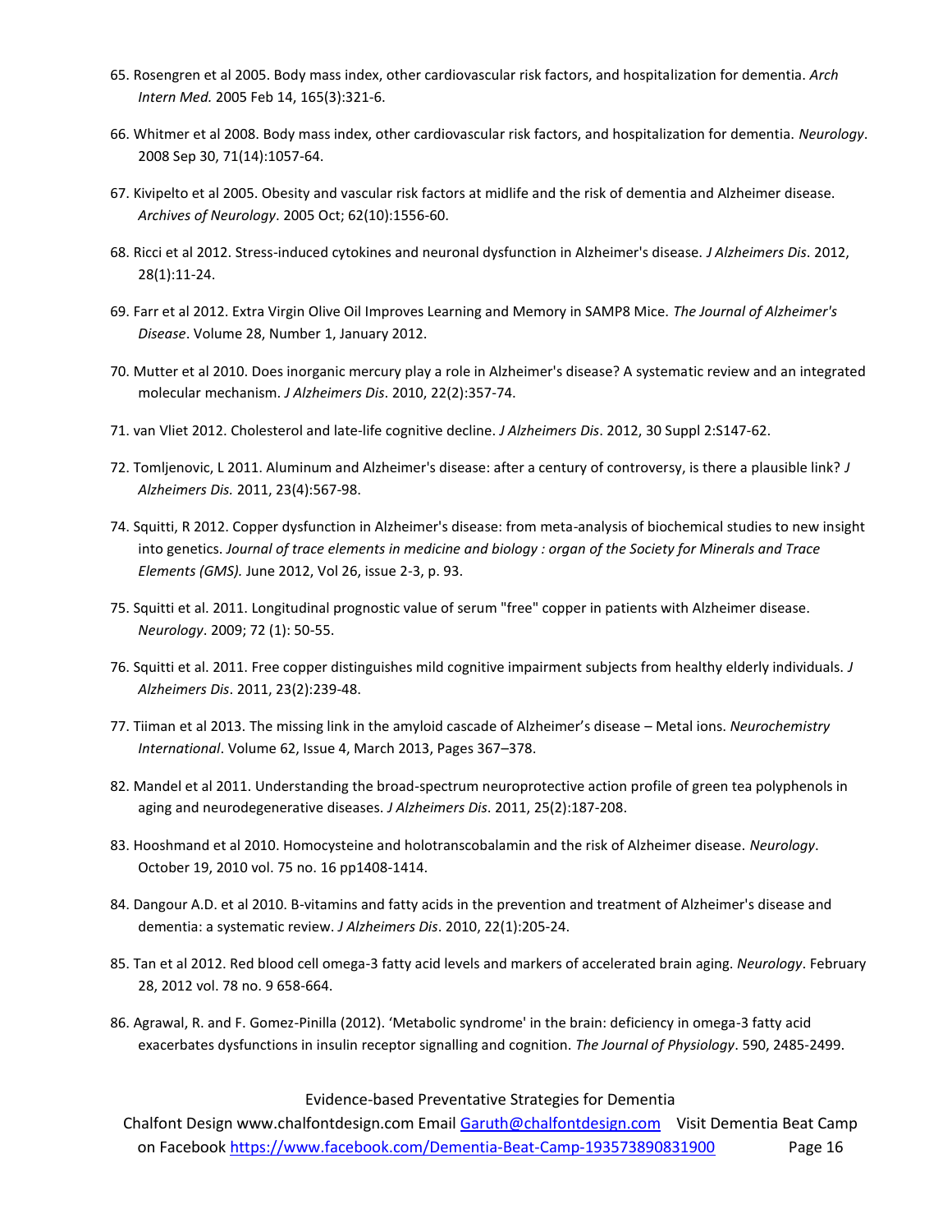65. Rosengren et al 2005. Body mass index, other cardiovascular risk factors, and hospitalization for dementia. *Arch Intern Med.* 2005 Feb 14, 165(3):321-6.

66. Whitmer et al 2008. Body mass index, other cardiovascular risk factors, and hospitalization for dementia. *Neurology*. 2008 Sep 30, 71(14):1057-64.

67. Kivipelto et al 2005. Obesity and vascular risk factors at midlife and the risk of dementia and Alzheimer disease. *Archives of Neurology*. 2005 Oct; 62(10):1556-60.

68. Ricci et al 2012. Stress-induced cytokines and neuronal dysfunction in Alzheimer's disease. *J Alzheimers Dis*. 2012, 28(1):11-24.

69. Farr et al 2012. Extra Virgin Olive Oil Improves Learning and Memory in SAMP8 Mice. *The Journal of Alzheimer's Disease*. Volume 28, Number 1, January 2012.

70. Mutter et al 2010. Does inorganic mercury play a role in Alzheimer's disease? A systematic review and an integrated molecular mechanism. *J Alzheimers Dis*. 2010, 22(2):357-74.

71. van Vliet 2012. Cholesterol and late-life cognitive decline. *J Alzheimers Dis*. 2012, 30 Suppl 2:S147-62.

72. Tomljenovic, L 2011. Aluminum and Alzheimer's disease: after a century of controversy, is there a plausible link? *J Alzheimers Dis.* 2011, 23(4):567-98.

74. Squitti, R 2012. Copper dysfunction in Alzheimer's disease: from meta-analysis of biochemical studies to new insight into genetics. *Journal of trace elements in medicine and biology : organ of the Society for Minerals and Trace Elements (GMS).* June 2012, Vol 26, issue 2-3, p. 93.

75. Squitti et al. 2011. Longitudinal prognostic value of serum "free" copper in patients with Alzheimer disease. *Neurology*. 2009; 72 (1): 50-55.

76. Squitti et al. 2011. Free copper distinguishes mild cognitive impairment subjects from healthy elderly individuals. *J Alzheimers Dis*. 2011, 23(2):239-48.

77. Tiiman et al 2013. The missing link in the amyloid cascade of Alzheimer's disease – Metal ions. *Neurochemistry International*. Volume 62, Issue 4, March 2013, Pages 367–378.

82. Mandel et al 2011. Understanding the broad-spectrum neuroprotective action profile of green tea polyphenols in aging and neurodegenerative diseases. *J Alzheimers Dis*. 2011, 25(2):187-208.

83. Hooshmand et al 2010. Homocysteine and holotranscobalamin and the risk of Alzheimer disease. *Neurology*. October 19, 2010 vol. 75 no. 16 pp1408-1414.

84. Dangour A.D. et al 2010. B-vitamins and fatty acids in the prevention and treatment of Alzheimer's disease and dementia: a systematic review. *J Alzheimers Dis*. 2010, 22(1):205-24.

85. Tan et al 2012. Red blood cell omega-3 fatty acid levels and markers of accelerated brain aging. *Neurology*. February 28, 2012 vol. 78 no. 9 658-664.

86. Agrawal, R. and F. Gomez-Pinilla (2012). 'Metabolic syndrome' in the brain: deficiency in omega-3 fatty acid exacerbates dysfunctions in insulin receptor signalling and cognition. *The Journal of Physiology*. 590, 2485-2499.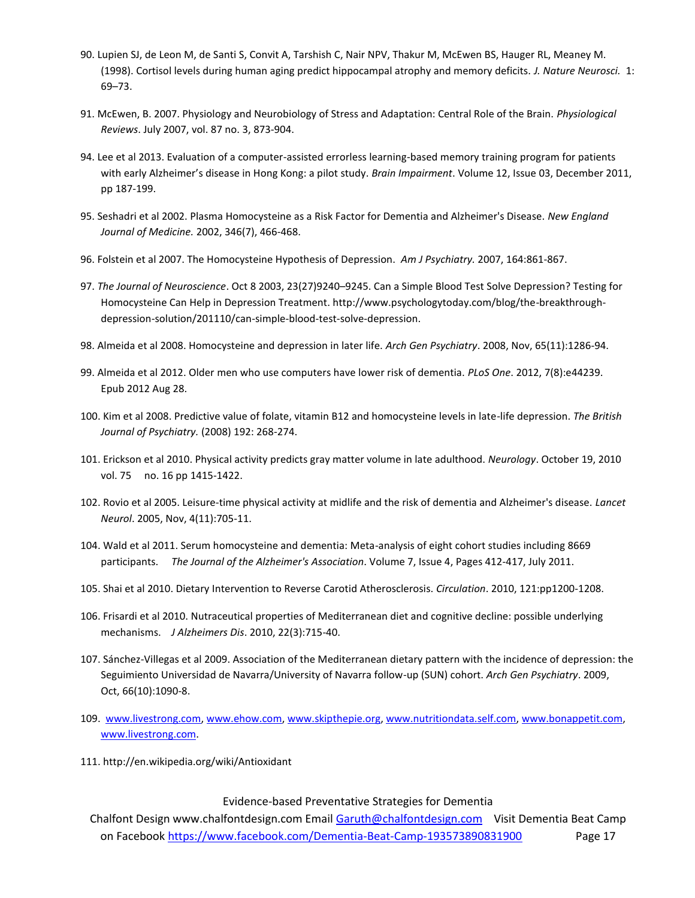90. Lupien SJ, de Leon M, de Santi S, Convit A, Tarshish C, Nair NPV, Thakur M, McEwen BS, Hauger RL, Meaney M. (1998). Cortisol levels during human aging predict hippocampal atrophy and memory deficits. *J. Nature Neurosci.* 1: 69–73.

91. McEwen, B. 2007. Physiology and Neurobiology of Stress and Adaptation: Central Role of the Brain. *Physiological Reviews*. July 2007, vol. 87 no. 3, 873-904.

94. Lee et al 2013. Evaluation of a computer-assisted errorless learning-based memory training program for patients with early Alzheimer's disease in Hong Kong: a pilot study. *Brain Impairment*. Volume 12, Issue 03, December 2011, pp 187-199.

95. Seshadri et al 2002. Plasma Homocysteine as a Risk Factor for Dementia and Alzheimer's Disease. *New England Journal of Medicine.* 2002, 346(7), 466-468.

96. Folstein et al 2007. The Homocysteine Hypothesis of Depression. *Am J Psychiatry.* 2007, 164:861-867.

97. *The Journal of Neuroscience*. Oct 8 2003, 23(27)9240–9245. Can a Simple Blood Test Solve Depression? Testing for Homocysteine Can Help in Depression Treatment. http://www.psychologytoday.com/blog/the-breakthrough-depression-solution/201110/can-simple-blood-test-solve-depression.

98. Almeida et al 2008. Homocysteine and depression in later life. *Arch Gen Psychiatry*. 2008, Nov, 65(11):1286-94.

99. Almeida et al 2012. Older men who use computers have lower risk of dementia. *PLoS One*. 2012, 7(8):e44239. Epub 2012 Aug 28.

100. Kim et al 2008. Predictive value of folate, vitamin B12 and homocysteine levels in late-life depression. *The British Journal of Psychiatry.* (2008) 192: 268-274.

101. Erickson et al 2010. Physical activity predicts gray matter volume in late adulthood. *Neurology*. October 19, 2010 vol. 75 no. 16 pp 1415-1422.

102. Rovio et al 2005. Leisure-time physical activity at midlife and the risk of dementia and Alzheimer's disease. *Lancet Neurol*. 2005, Nov, 4(11):705-11.

104. Wald et al 2011. Serum homocysteine and dementia: Meta-analysis of eight cohort studies including 8669 participants. *The Journal of the Alzheimer's Association*. Volume 7, Issue 4, Pages 412-417, July 2011.

105. Shai et al 2010. Dietary Intervention to Reverse Carotid Atherosclerosis. *Circulation*. 2010, 121:pp1200-1208.

106. Frisardi et al 2010. Nutraceutical properties of Mediterranean diet and cognitive decline: possible underlying mechanisms. *J Alzheimers Dis*. 2010, 22(3):715-40.

107. Sánchez-Villegas et al 2009. Association of the Mediterranean dietary pattern with the incidence of depression: the Seguimiento Universidad de Navarra/University of Navarra follow-up (SUN) cohort. *Arch Gen Psychiatry*. 2009, Oct, 66(10):1090-8.

109. www.livestrong.com, www.ehow.com, www.skipthepie.org, www.nutritiondata.self.com, www.bonappetit.com, www.livestrong.com.

111. http://en.wikipedia.org/wiki/Antioxidant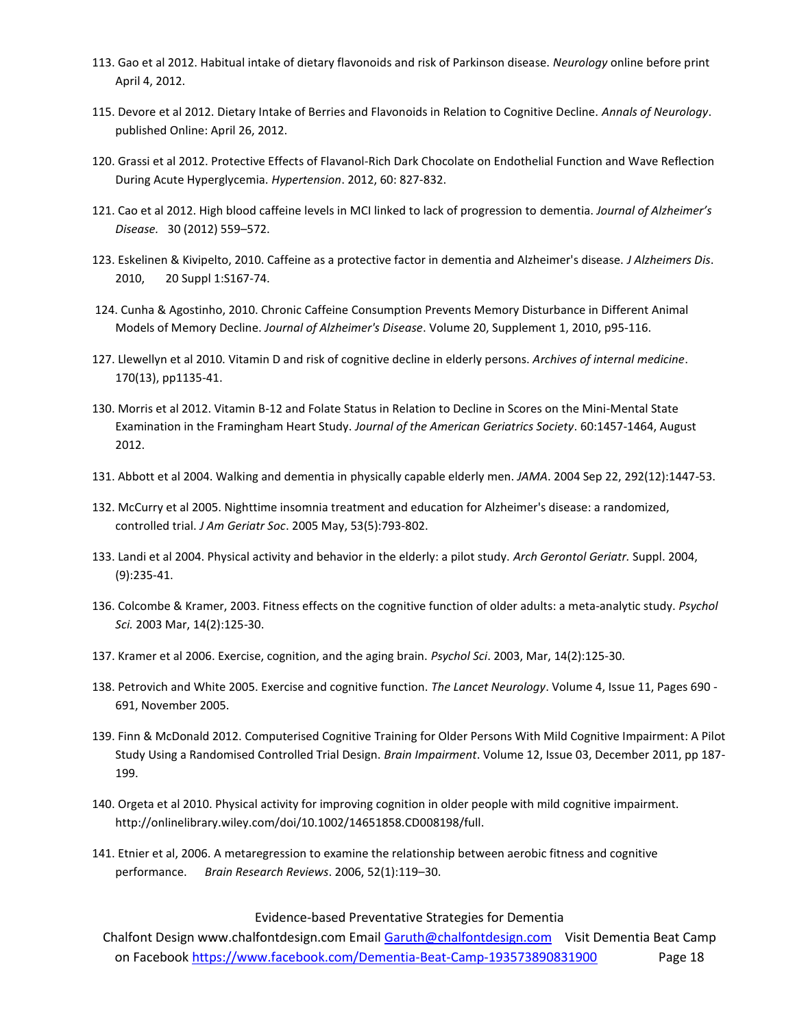113. Gao et al 2012. Habitual intake of dietary flavonoids and risk of Parkinson disease. *Neurology* online before print April 4, 2012.

115. Devore et al 2012. Dietary Intake of Berries and Flavonoids in Relation to Cognitive Decline. *Annals of Neurology*. published Online: April 26, 2012.

120. Grassi et al 2012. Protective Effects of Flavanol-Rich Dark Chocolate on Endothelial Function and Wave Reflection During Acute Hyperglycemia. *Hypertension*. 2012, 60: 827-832.

121. Cao et al 2012. High blood caffeine levels in MCI linked to lack of progression to dementia. *Journal of Alzheimer's Disease.* 30 (2012) 559–572.

123. Eskelinen & Kivipelto, 2010. Caffeine as a protective factor in dementia and Alzheimer's disease. *J Alzheimers Dis*. 2010, 20 Suppl 1:S167-74.

124. Cunha & Agostinho, 2010. Chronic Caffeine Consumption Prevents Memory Disturbance in Different Animal Models of Memory Decline. *Journal of Alzheimer's Disease*. Volume 20, Supplement 1, 2010, p95-116.

127. Llewellyn et al 2010. Vitamin D and risk of cognitive decline in elderly persons. *Archives of internal medicine*. 170(13), pp1135-41.

130. Morris et al 2012. Vitamin B-12 and Folate Status in Relation to Decline in Scores on the Mini-Mental State Examination in the Framingham Heart Study. *Journal of the American Geriatrics Society*. 60:1457-1464, August 2012.

131. Abbott et al 2004. Walking and dementia in physically capable elderly men. *JAMA*. 2004 Sep 22, 292(12):1447-53.

132. McCurry et al 2005. Nighttime insomnia treatment and education for Alzheimer's disease: a randomized, controlled trial. *J Am Geriatr Soc*. 2005 May, 53(5):793-802.

133. Landi et al 2004. Physical activity and behavior in the elderly: a pilot study. *Arch Gerontol Geriatr.* Suppl. 2004, (9):235-41.

136. Colcombe & Kramer, 2003. Fitness effects on the cognitive function of older adults: a meta-analytic study. *Psychol Sci.* 2003 Mar, 14(2):125-30.

137. Kramer et al 2006. Exercise, cognition, and the aging brain. *Psychol Sci*. 2003, Mar, 14(2):125-30.

138. Petrovich and White 2005. Exercise and cognitive function. *The Lancet Neurology*. Volume 4, Issue 11, Pages 690 - 691, November 2005.

139. Finn & McDonald 2012. Computerised Cognitive Training for Older Persons With Mild Cognitive Impairment: A Pilot Study Using a Randomised Controlled Trial Design. *Brain Impairment*. Volume 12, Issue 03, December 2011, pp 187-199.

140. Orgeta et al 2010. Physical activity for improving cognition in older people with mild cognitive impairment. http://onlinelibrary.wiley.com/doi/10.1002/14651858.CD008198/full.

141. Etnier et al, 2006. A metaregression to examine the relationship between aerobic fitness and cognitive performance. *Brain Research Reviews*. 2006, 52(1):119–30.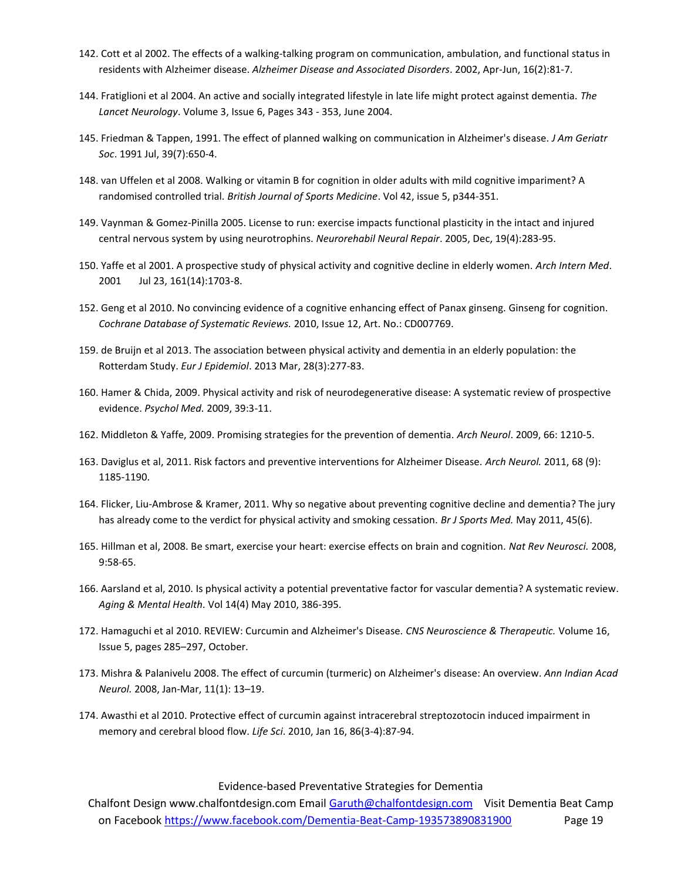142. Cott et al 2002. The effects of a walking-talking program on communication, ambulation, and functional status in residents with Alzheimer disease. *Alzheimer Disease and Associated Disorders*. 2002, Apr-Jun, 16(2):81-7.

144. Fratiglioni et al 2004. An active and socially integrated lifestyle in late life might protect against dementia. *The Lancet Neurology*. Volume 3, Issue 6, Pages 343 - 353, June 2004.

145. Friedman & Tappen, 1991. The effect of planned walking on communication in Alzheimer's disease. *J Am Geriatr Soc*. 1991 Jul, 39(7):650-4.

148. van Uffelen et al 2008. Walking or vitamin B for cognition in older adults with mild cognitive impariment? A randomised controlled trial. *British Journal of Sports Medicine*. Vol 42, issue 5, p344-351.

149. Vaynman & Gomez-Pinilla 2005. License to run: exercise impacts functional plasticity in the intact and injured central nervous system by using neurotrophins. *Neurorehabil Neural Repair*. 2005, Dec, 19(4):283-95.

150. Yaffe et al 2001. A prospective study of physical activity and cognitive decline in elderly women. *Arch Intern Med*. 2001 Jul 23, 161(14):1703-8.

152. Geng et al 2010. No convincing evidence of a cognitive enhancing effect of Panax ginseng. Ginseng for cognition. *Cochrane Database of Systematic Reviews.* 2010, Issue 12, Art. No.: CD007769.

159. de Bruijn et al 2013. The association between physical activity and dementia in an elderly population: the Rotterdam Study. *Eur J Epidemiol*. 2013 Mar, 28(3):277-83.

160. Hamer & Chida, 2009. Physical activity and risk of neurodegenerative disease: A systematic review of prospective evidence. *Psychol Med*. 2009, 39:3-11.

162. Middleton & Yaffe, 2009. Promising strategies for the prevention of dementia. *Arch Neurol*. 2009, 66: 1210-5.

163. Daviglus et al, 2011. Risk factors and preventive interventions for Alzheimer Disease. *Arch Neurol.* 2011, 68 (9): 1185-1190.

164. Flicker, Liu-Ambrose & Kramer, 2011. Why so negative about preventing cognitive decline and dementia? The jury has already come to the verdict for physical activity and smoking cessation. *Br J Sports Med.* May 2011, 45(6).

165. Hillman et al, 2008. Be smart, exercise your heart: exercise effects on brain and cognition. *Nat Rev Neurosci.* 2008, 9:58-65.

166. Aarsland et al, 2010. Is physical activity a potential preventative factor for vascular dementia? A systematic review. *Aging & Mental Health*. Vol 14(4) May 2010, 386-395.

172. Hamaguchi et al 2010. REVIEW: Curcumin and Alzheimer's Disease. *CNS Neuroscience & Therapeutic.* Volume 16, Issue 5, pages 285–297, October.

173. Mishra & Palanivelu 2008. The effect of curcumin (turmeric) on Alzheimer's disease: An overview. *Ann Indian Acad Neurol.* 2008, Jan-Mar, 11(1): 13–19.

174. Awasthi et al 2010. Protective effect of curcumin against intracerebral streptozotocin induced impairment in memory and cerebral blood flow. *Life Sci*. 2010, Jan 16, 86(3-4):87-94.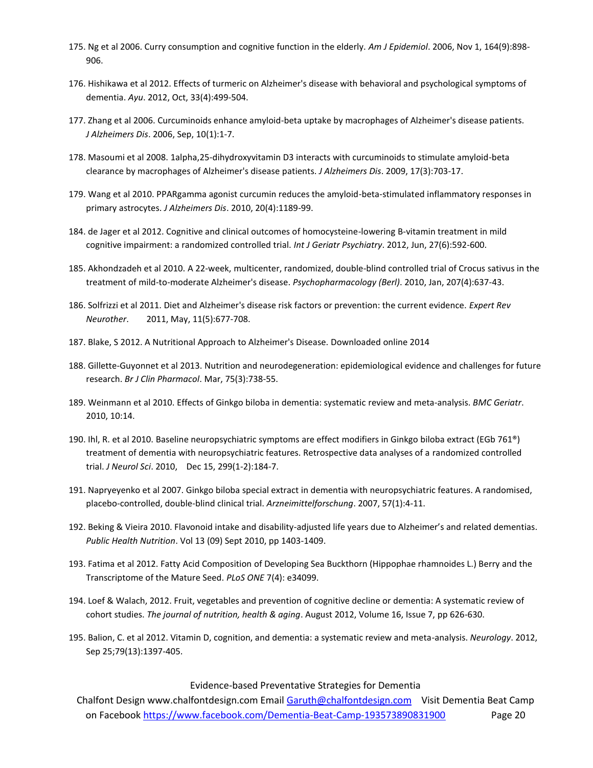175. Ng et al 2006. Curry consumption and cognitive function in the elderly. *Am J Epidemiol*. 2006, Nov 1, 164(9):898-906.

176. Hishikawa et al 2012. Effects of turmeric on Alzheimer's disease with behavioral and psychological symptoms of dementia. *Ayu*. 2012, Oct, 33(4):499-504.

177. Zhang et al 2006. Curcuminoids enhance amyloid-beta uptake by macrophages of Alzheimer's disease patients. *J Alzheimers Dis*. 2006, Sep, 10(1):1-7.

178. Masoumi et al 2008. 1alpha,25-dihydroxyvitamin D3 interacts with curcuminoids to stimulate amyloid-beta clearance by macrophages of Alzheimer's disease patients. *J Alzheimers Dis*. 2009, 17(3):703-17.

179. Wang et al 2010. PPARgamma agonist curcumin reduces the amyloid-beta-stimulated inflammatory responses in primary astrocytes. *J Alzheimers Dis*. 2010, 20(4):1189-99.

184. de Jager et al 2012. Cognitive and clinical outcomes of homocysteine-lowering B-vitamin treatment in mild cognitive impairment: a randomized controlled trial. *Int J Geriatr Psychiatry*. 2012, Jun, 27(6):592-600.

185. Akhondzadeh et al 2010. A 22-week, multicenter, randomized, double-blind controlled trial of Crocus sativus in the treatment of mild-to-moderate Alzheimer's disease. *Psychopharmacology (Berl)*. 2010, Jan, 207(4):637-43.

186. Solfrizzi et al 2011. Diet and Alzheimer's disease risk factors or prevention: the current evidence. *Expert Rev Neurother*. 2011, May, 11(5):677-708.

187. Blake, S 2012. A Nutritional Approach to Alzheimer's Disease. Downloaded online 2014

188. Gillette-Guyonnet et al 2013. Nutrition and neurodegeneration: epidemiological evidence and challenges for future research. *Br J Clin Pharmacol*. Mar, 75(3):738-55.

189. Weinmann et al 2010. Effects of Ginkgo biloba in dementia: systematic review and meta-analysis. *BMC Geriatr*. 2010, 10:14.

190. Ihl, R. et al 2010. Baseline neuropsychiatric symptoms are effect modifiers in Ginkgo biloba extract (EGb 761®) treatment of dementia with neuropsychiatric features. Retrospective data analyses of a randomized controlled trial. *J Neurol Sci*. 2010, Dec 15, 299(1-2):184-7.

191. Napryeyenko et al 2007. Ginkgo biloba special extract in dementia with neuropsychiatric features. A randomised, placebo-controlled, double-blind clinical trial. *Arzneimittelforschung*. 2007, 57(1):4-11.

192. Beking & Vieira 2010. Flavonoid intake and disability-adjusted life years due to Alzheimer's and related dementias. *Public Health Nutrition*. Vol 13 (09) Sept 2010, pp 1403-1409.

193. Fatima et al 2012. Fatty Acid Composition of Developing Sea Buckthorn (Hippophae rhamnoides L.) Berry and the Transcriptome of the Mature Seed. *PLoS ONE* 7(4): e34099.

194. Loef & Walach, 2012. Fruit, vegetables and prevention of cognitive decline or dementia: A systematic review of cohort studies. *The journal of nutrition, health & aging*. August 2012, Volume 16, Issue 7, pp 626-630.

195. Balion, C. et al 2012. Vitamin D, cognition, and dementia: a systematic review and meta-analysis. *Neurology*. 2012, Sep 25;79(13):1397-405.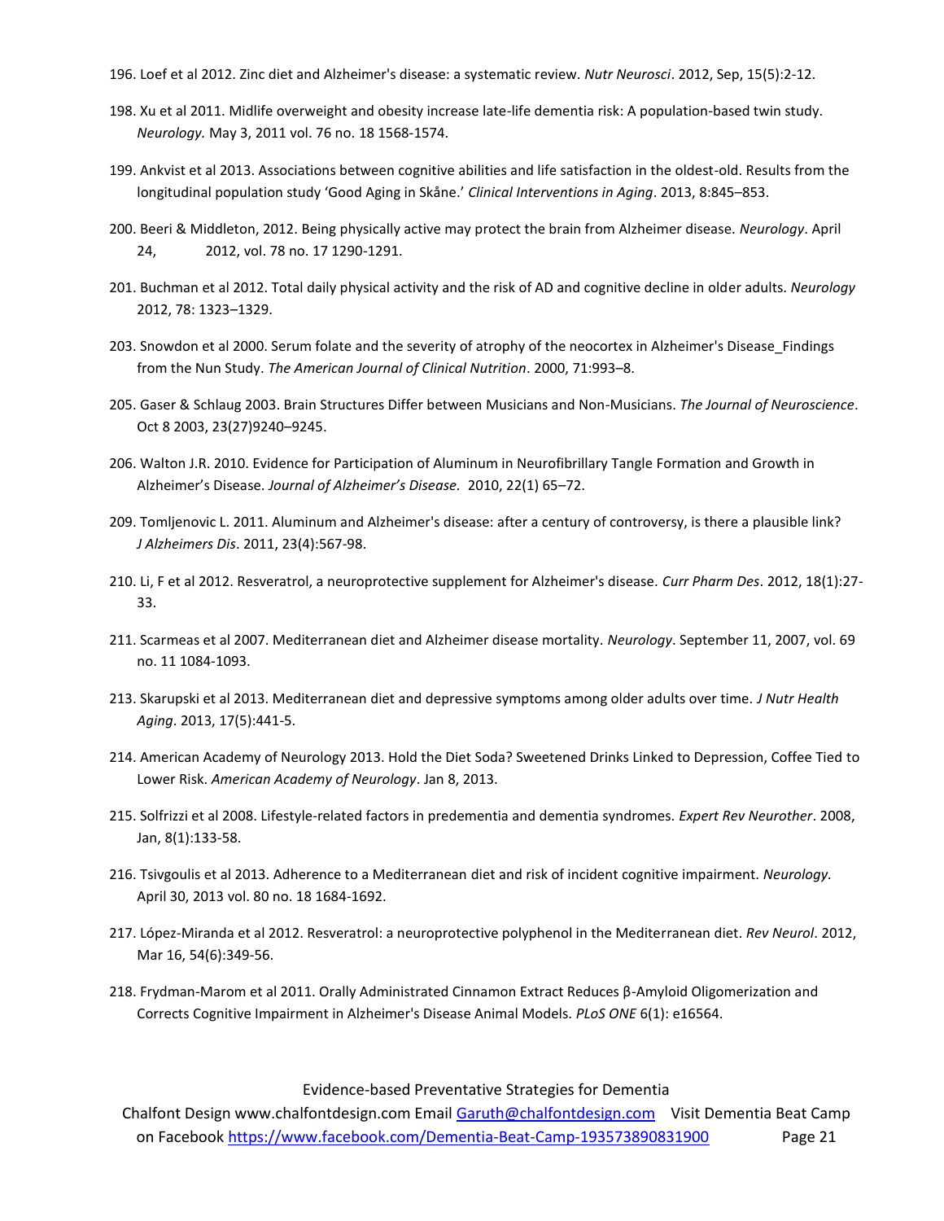196. Loef et al 2012. Zinc diet and Alzheimer's disease: a systematic review. *Nutr Neurosci*. 2012, Sep, 15(5):2-12.

198. Xu et al 2011. Midlife overweight and obesity increase late-life dementia risk: A population-based twin study. *Neurology.* May 3, 2011 vol. 76 no. 18 1568-1574.

199. Ankvist et al 2013. Associations between cognitive abilities and life satisfaction in the oldest-old. Results from the longitudinal population study 'Good Aging in Skåne.' *Clinical Interventions in Aging*. 2013, 8:845–853.

200. Beeri & Middleton, 2012. Being physically active may protect the brain from Alzheimer disease. *Neurology*. April 24, 2012, vol. 78 no. 17 1290-1291.

201. Buchman et al 2012. Total daily physical activity and the risk of AD and cognitive decline in older adults. *Neurology* 2012, 78: 1323–1329.

203. Snowdon et al 2000. Serum folate and the severity of atrophy of the neocortex in Alzheimer's Disease_Findings from the Nun Study. *The American Journal of Clinical Nutrition*. 2000, 71:993–8.

205. Gaser & Schlaug 2003. Brain Structures Differ between Musicians and Non-Musicians. *The Journal of Neuroscience*. Oct 8 2003, 23(27)9240–9245.

206. Walton J.R. 2010. Evidence for Participation of Aluminum in Neurofibrillary Tangle Formation and Growth in Alzheimer's Disease. *Journal of Alzheimer's Disease.* 2010, 22(1) 65–72.

209. Tomljenovic L. 2011. Aluminum and Alzheimer's disease: after a century of controversy, is there a plausible link? *J Alzheimers Dis*. 2011, 23(4):567-98.

210. Li, F et al 2012. Resveratrol, a neuroprotective supplement for Alzheimer's disease. *Curr Pharm Des*. 2012, 18(1):27-33.

211. Scarmeas et al 2007. Mediterranean diet and Alzheimer disease mortality. *Neurology*. September 11, 2007, vol. 69 no. 11 1084-1093.

213. Skarupski et al 2013. Mediterranean diet and depressive symptoms among older adults over time. *J Nutr Health Aging*. 2013, 17(5):441-5.

214. American Academy of Neurology 2013. Hold the Diet Soda? Sweetened Drinks Linked to Depression, Coffee Tied to Lower Risk. *American Academy of Neurology*. Jan 8, 2013.

215. Solfrizzi et al 2008. Lifestyle-related factors in predementia and dementia syndromes. *Expert Rev Neurother*. 2008, Jan, 8(1):133-58.

216. Tsivgoulis et al 2013. Adherence to a Mediterranean diet and risk of incident cognitive impairment. *Neurology.* April 30, 2013 vol. 80 no. 18 1684-1692.

217. López-Miranda et al 2012. Resveratrol: a neuroprotective polyphenol in the Mediterranean diet. *Rev Neurol*. 2012, Mar 16, 54(6):349-56.

218. Frydman-Marom et al 2011. Orally Administrated Cinnamon Extract Reduces β-Amyloid Oligomerization and Corrects Cognitive Impairment in Alzheimer's Disease Animal Models. *PLoS ONE* 6(1): e16564.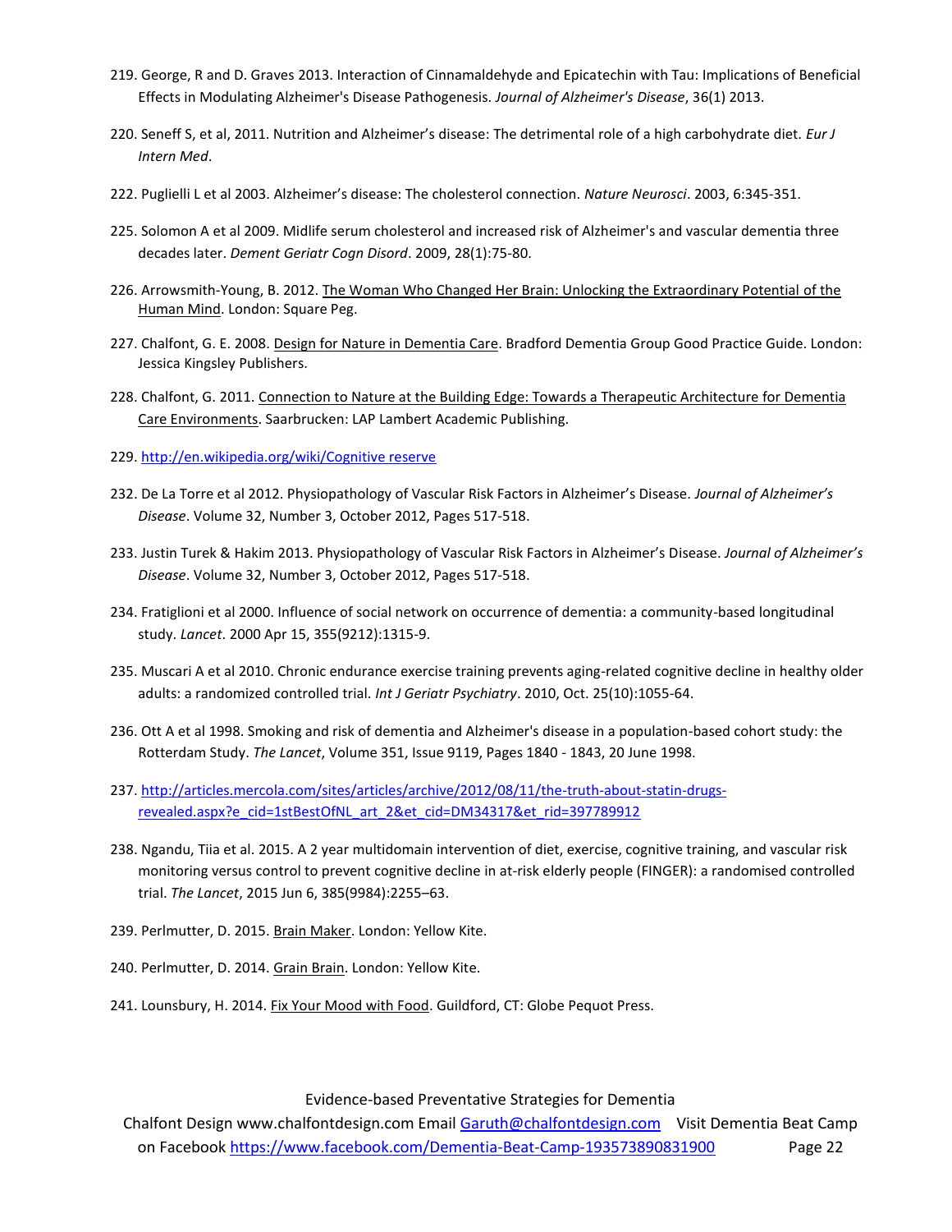219. George, R and D. Graves 2013. Interaction of Cinnamaldehyde and Epicatechin with Tau: Implications of Beneficial Effects in Modulating Alzheimer's Disease Pathogenesis. *Journal of Alzheimer's Disease*, 36(1) 2013.

220. Seneff S, et al, 2011. Nutrition and Alzheimer's disease: The detrimental role of a high carbohydrate diet. *Eur J Intern Med*.

222. Puglielli L et al 2003. Alzheimer's disease: The cholesterol connection. *Nature Neurosci*. 2003, 6:345-351.

225. Solomon A et al 2009. Midlife serum cholesterol and increased risk of Alzheimer's and vascular dementia three decades later. *Dement Geriatr Cogn Disord*. 2009, 28(1):75-80.

226. Arrowsmith-Young, B. 2012. The Woman Who Changed Her Brain: Unlocking the Extraordinary Potential of the Human Mind. London: Square Peg.

227. Chalfont, G. E. 2008. Design for Nature in Dementia Care. Bradford Dementia Group Good Practice Guide. London: Jessica Kingsley Publishers.

228. Chalfont, G. 2011. Connection to Nature at the Building Edge: Towards a Therapeutic Architecture for Dementia Care Environments. Saarbrucken: LAP Lambert Academic Publishing.

229. http://en.wikipedia.org/wiki/Cognitive reserve

232. De La Torre et al 2012. Physiopathology of Vascular Risk Factors in Alzheimer's Disease. *Journal of Alzheimer's Disease*. Volume 32, Number 3, October 2012, Pages 517-518.

233. Justin Turek & Hakim 2013. Physiopathology of Vascular Risk Factors in Alzheimer's Disease. *Journal of Alzheimer's Disease*. Volume 32, Number 3, October 2012, Pages 517-518.

234. Fratiglioni et al 2000. Influence of social network on occurrence of dementia: a community-based longitudinal study. *Lancet*. 2000 Apr 15, 355(9212):1315-9.

235. Muscari A et al 2010. Chronic endurance exercise training prevents aging-related cognitive decline in healthy older adults: a randomized controlled trial. *Int J Geriatr Psychiatry*. 2010, Oct. 25(10):1055-64.

236. Ott A et al 1998. Smoking and risk of dementia and Alzheimer's disease in a population-based cohort study: the Rotterdam Study. *The Lancet*, Volume 351, Issue 9119, Pages 1840 - 1843, 20 June 1998.

237. http://articles.mercola.com/sites/articles/archive/2012/08/11/the-truth-about-statin-drugs-revealed.aspx?e_cid=1stBestOfNL_art_2&et_cid=DM34317&et_rid=397789912

238. Ngandu, Tiia et al. 2015. A 2 year multidomain intervention of diet, exercise, cognitive training, and vascular risk monitoring versus control to prevent cognitive decline in at-risk elderly people (FINGER): a randomised controlled trial. *The Lancet*, 2015 Jun 6, 385(9984):2255–63.

239. Perlmutter, D. 2015. Brain Maker. London: Yellow Kite.

240. Perlmutter, D. 2014. Grain Brain. London: Yellow Kite.

241. Lounsbury, H. 2014. Fix Your Mood with Food. Guildford, CT: Globe Pequot Press.